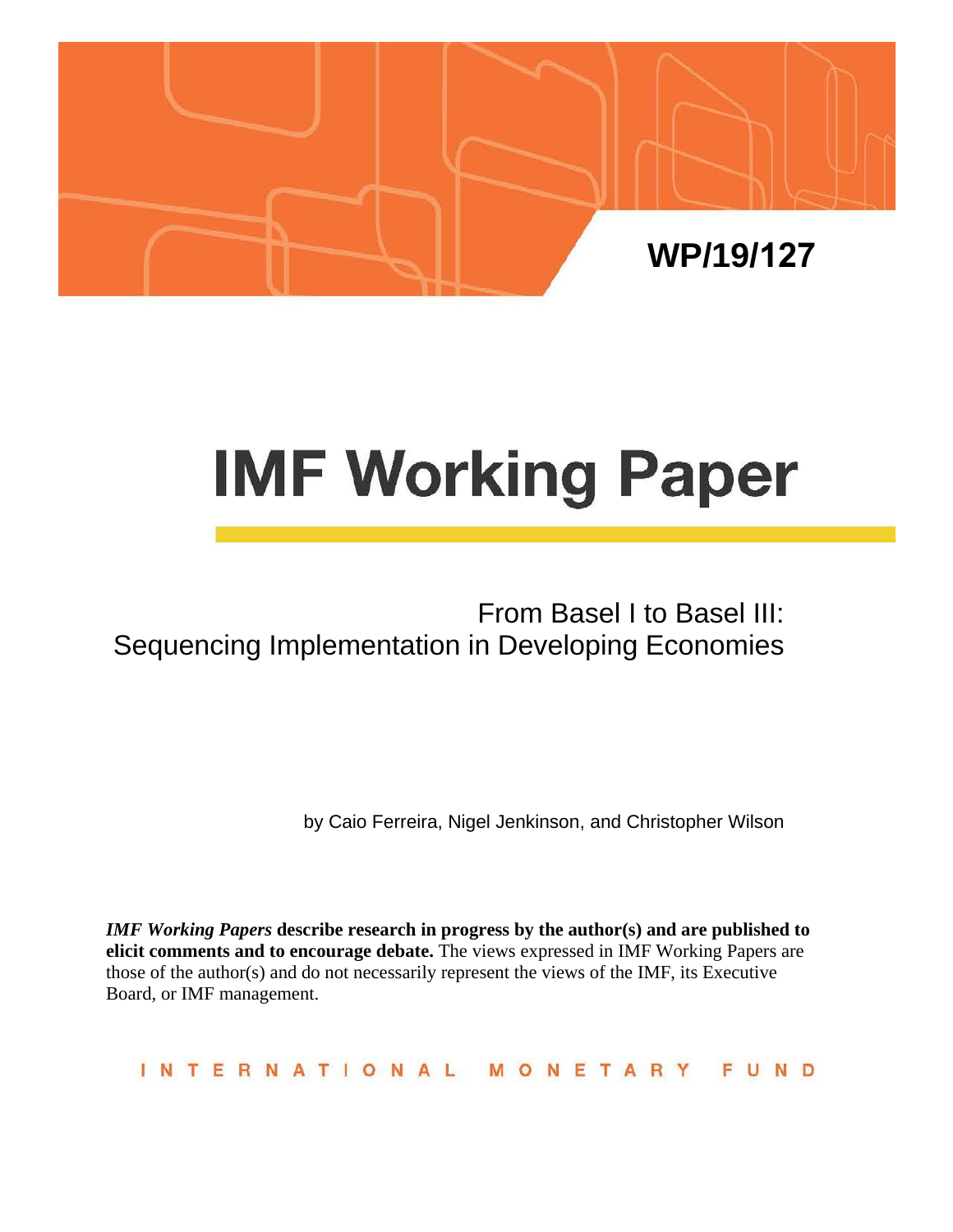WP/19/127

# IMF Working Paper

## From Basel I to Basel III: Sequencing Implementation in Developing Economies

by Caio Ferreira, Nigel Jenkinson, and Christopher Wilson

***IMF Working Papers*** **describe research in progress by the author(s) and are published to elicit comments and to encourage debate.** The views expressed in IMF Working Papers are those of the author(s) and do not necessarily represent the views of the IMF, its Executive Board, or IMF management.

INTERNATIONAL MONETARY FUND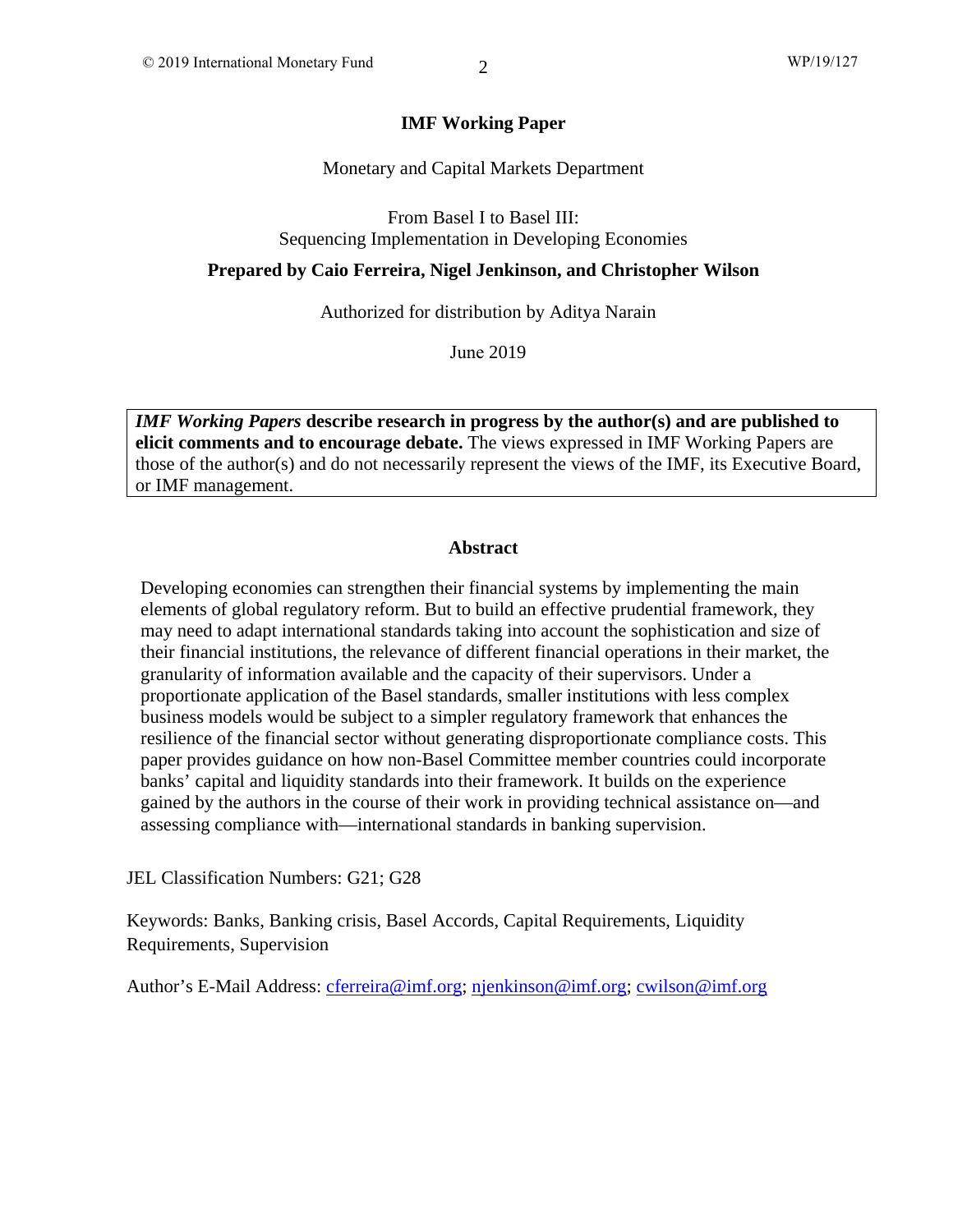# IMF Working Paper

Monetary and Capital Markets Department

From Basel I to Basel III:
Sequencing Implementation in Developing Economies

**Prepared by Caio Ferreira, Nigel Jenkinson, and Christopher Wilson**

Authorized for distribution by Aditya Narain

June 2019

***IMF Working Papers* describe research in progress by the author(s) and are published to elicit comments and to encourage debate.** The views expressed in IMF Working Papers are those of the author(s) and do not necessarily represent the views of the IMF, its Executive Board, or IMF management.

## Abstract

Developing economies can strengthen their financial systems by implementing the main elements of global regulatory reform. But to build an effective prudential framework, they may need to adapt international standards taking into account the sophistication and size of their financial institutions, the relevance of different financial operations in their market, the granularity of information available and the capacity of their supervisors. Under a proportionate application of the Basel standards, smaller institutions with less complex business models would be subject to a simpler regulatory framework that enhances the resilience of the financial sector without generating disproportionate compliance costs. This paper provides guidance on how non-Basel Committee member countries could incorporate banks' capital and liquidity standards into their framework. It builds on the experience gained by the authors in the course of their work in providing technical assistance on—and assessing compliance with—international standards in banking supervision.

JEL Classification Numbers: G21; G28

Keywords: Banks, Banking crisis, Basel Accords, Capital Requirements, Liquidity Requirements, Supervision

Author's E-Mail Address: cferreira@imf.org; njenkinson@imf.org; cwilson@imf.org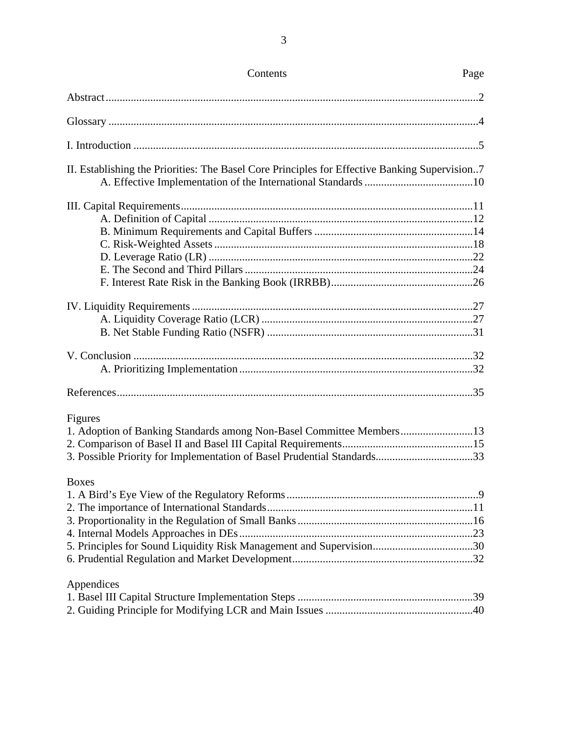# Contents

| Contents | Page |
|---|---|
| Abstract | 2 |
| Glossary | 4 |
| I. Introduction | 5 |
| II. Establishing the Priorities: The Basel Core Principles for Effective Banking Supervision | 7 |
| A. Effective Implementation of the International Standards | 10 |
| III. Capital Requirements | 11 |
| A. Definition of Capital | 12 |
| B. Minimum Requirements and Capital Buffers | 14 |
| C. Risk-Weighted Assets | 18 |
| D. Leverage Ratio (LR) | 22 |
| E. The Second and Third Pillars | 24 |
| F. Interest Rate Risk in the Banking Book (IRRBB) | 26 |
| IV. Liquidity Requirements | 27 |
| A. Liquidity Coverage Ratio (LCR) | 27 |
| B. Net Stable Funding Ratio (NSFR) | 31 |
| V. Conclusion | 32 |
| A. Prioritizing Implementation | 32 |
| References | 35 |

**Figures**

| | |
|---|---|
| 1. Adoption of Banking Standards among Non-Basel Committee Members | 13 |
| 2. Comparison of Basel II and Basel III Capital Requirements | 15 |
| 3. Possible Priority for Implementation of Basel Prudential Standards | 33 |

**Boxes**

| | |
|---|---|
| 1. A Bird's Eye View of the Regulatory Reforms | 9 |
| 2. The importance of International Standards | 11 |
| 3. Proportionality in the Regulation of Small Banks | 16 |
| 4. Internal Models Approaches in DEs | 23 |
| 5. Principles for Sound Liquidity Risk Management and Supervision | 30 |
| 6. Prudential Regulation and Market Development | 32 |

**Appendices**

| | |
|---|---|
| 1. Basel III Capital Structure Implementation Steps | 39 |
| 2. Guiding Principle for Modifying LCR and Main Issues | 40 |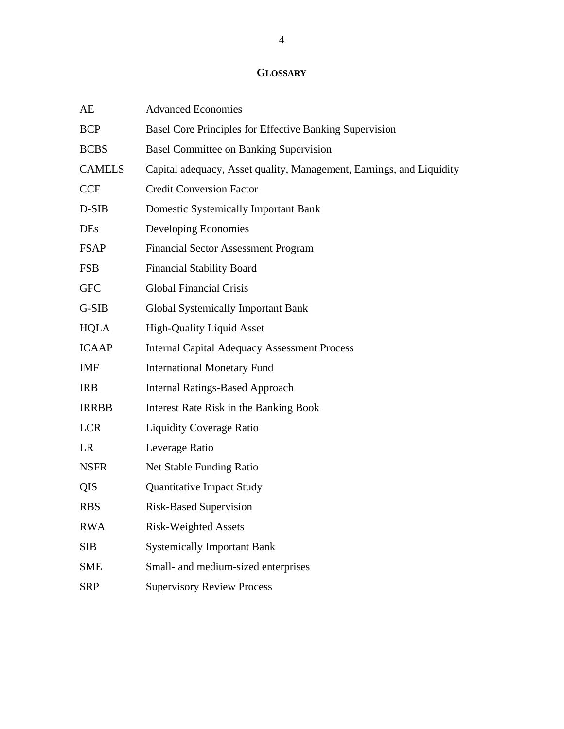# GLOSSARY

| | |
|---|---|
| AE | Advanced Economies |
| BCP | Basel Core Principles for Effective Banking Supervision |
| BCBS | Basel Committee on Banking Supervision |
| CAMELS | Capital adequacy, Asset quality, Management, Earnings, and Liquidity |
| CCF | Credit Conversion Factor |
| D-SIB | Domestic Systemically Important Bank |
| DEs | Developing Economies |
| FSAP | Financial Sector Assessment Program |
| FSB | Financial Stability Board |
| GFC | Global Financial Crisis |
| G-SIB | Global Systemically Important Bank |
| HQLA | High-Quality Liquid Asset |
| ICAAP | Internal Capital Adequacy Assessment Process |
| IMF | International Monetary Fund |
| IRB | Internal Ratings-Based Approach |
| IRRBB | Interest Rate Risk in the Banking Book |
| LCR | Liquidity Coverage Ratio |
| LR | Leverage Ratio |
| NSFR | Net Stable Funding Ratio |
| QIS | Quantitative Impact Study |
| RBS | Risk-Based Supervision |
| RWA | Risk-Weighted Assets |
| SIB | Systemically Important Bank |
| SME | Small- and medium-sized enterprises |
| SRP | Supervisory Review Process |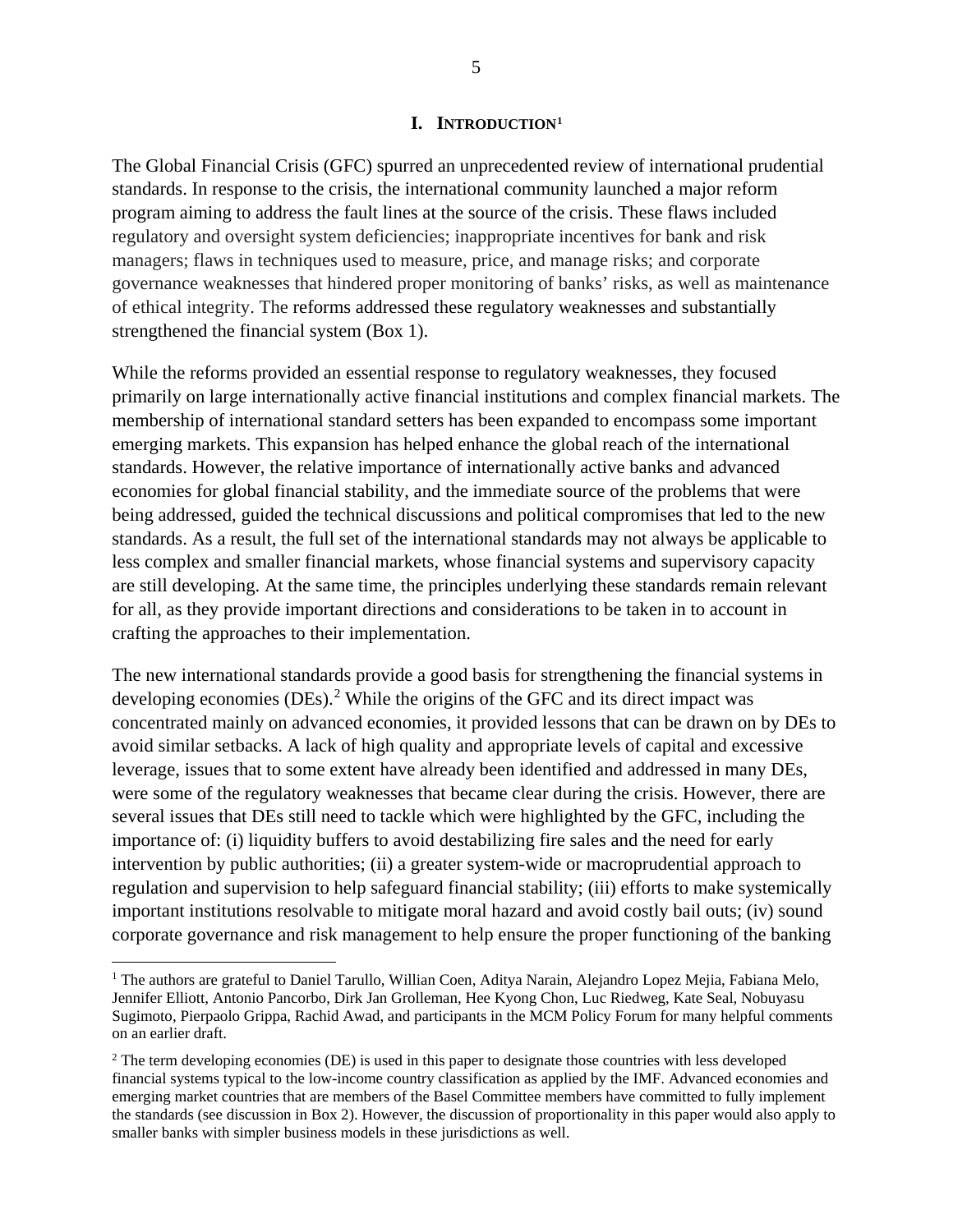# I. INTRODUCTION[1]

The Global Financial Crisis (GFC) spurred an unprecedented review of international prudential standards. In response to the crisis, the international community launched a major reform program aiming to address the fault lines at the source of the crisis. These flaws included regulatory and oversight system deficiencies; inappropriate incentives for bank and risk managers; flaws in techniques used to measure, price, and manage risks; and corporate governance weaknesses that hindered proper monitoring of banks' risks, as well as maintenance of ethical integrity. The reforms addressed these regulatory weaknesses and substantially strengthened the financial system (Box 1).

While the reforms provided an essential response to regulatory weaknesses, they focused primarily on large internationally active financial institutions and complex financial markets. The membership of international standard setters has been expanded to encompass some important emerging markets. This expansion has helped enhance the global reach of the international standards. However, the relative importance of internationally active banks and advanced economies for global financial stability, and the immediate source of the problems that were being addressed, guided the technical discussions and political compromises that led to the new standards. As a result, the full set of the international standards may not always be applicable to less complex and smaller financial markets, whose financial systems and supervisory capacity are still developing. At the same time, the principles underlying these standards remain relevant for all, as they provide important directions and considerations to be taken in to account in crafting the approaches to their implementation.

The new international standards provide a good basis for strengthening the financial systems in developing economies (DEs).[2] While the origins of the GFC and its direct impact was concentrated mainly on advanced economies, it provided lessons that can be drawn on by DEs to avoid similar setbacks. A lack of high quality and appropriate levels of capital and excessive leverage, issues that to some extent have already been identified and addressed in many DEs, were some of the regulatory weaknesses that became clear during the crisis. However, there are several issues that DEs still need to tackle which were highlighted by the GFC, including the importance of: (i) liquidity buffers to avoid destabilizing fire sales and the need for early intervention by public authorities; (ii) a greater system-wide or macroprudential approach to regulation and supervision to help safeguard financial stability; (iii) efforts to make systemically important institutions resolvable to mitigate moral hazard and avoid costly bail outs; (iv) sound corporate governance and risk management to help ensure the proper functioning of the banking

---

[1] The authors are grateful to Daniel Tarullo, Willian Coen, Aditya Narain, Alejandro Lopez Mejia, Fabiana Melo, Jennifer Elliott, Antonio Pancorbo, Dirk Jan Grolleman, Hee Kyong Chon, Luc Riedweg, Kate Seal, Nobuyasu Sugimoto, Pierpaolo Grippa, Rachid Awad, and participants in the MCM Policy Forum for many helpful comments on an earlier draft.

[2] The term developing economies (DE) is used in this paper to designate those countries with less developed financial systems typical to the low-income country classification as applied by the IMF. Advanced economies and emerging market countries that are members of the Basel Committee members have committed to fully implement the standards (see discussion in Box 2). However, the discussion of proportionality in this paper would also apply to smaller banks with simpler business models in these jurisdictions as well.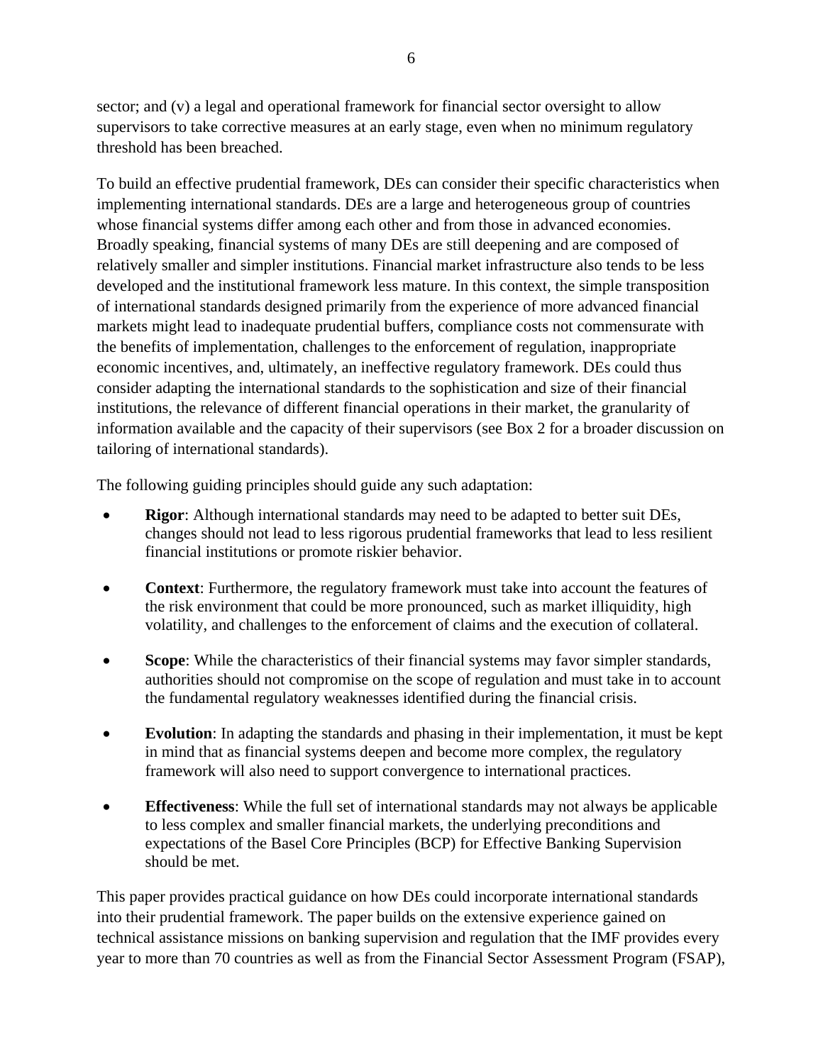sector; and (v) a legal and operational framework for financial sector oversight to allow supervisors to take corrective measures at an early stage, even when no minimum regulatory threshold has been breached.

To build an effective prudential framework, DEs can consider their specific characteristics when implementing international standards. DEs are a large and heterogeneous group of countries whose financial systems differ among each other and from those in advanced economies. Broadly speaking, financial systems of many DEs are still deepening and are composed of relatively smaller and simpler institutions. Financial market infrastructure also tends to be less developed and the institutional framework less mature. In this context, the simple transposition of international standards designed primarily from the experience of more advanced financial markets might lead to inadequate prudential buffers, compliance costs not commensurate with the benefits of implementation, challenges to the enforcement of regulation, inappropriate economic incentives, and, ultimately, an ineffective regulatory framework. DEs could thus consider adapting the international standards to the sophistication and size of their financial institutions, the relevance of different financial operations in their market, the granularity of information available and the capacity of their supervisors (see Box 2 for a broader discussion on tailoring of international standards).

The following guiding principles should guide any such adaptation:

- **Rigor**: Although international standards may need to be adapted to better suit DEs, changes should not lead to less rigorous prudential frameworks that lead to less resilient financial institutions or promote riskier behavior.

- **Context**: Furthermore, the regulatory framework must take into account the features of the risk environment that could be more pronounced, such as market illiquidity, high volatility, and challenges to the enforcement of claims and the execution of collateral.

- **Scope**: While the characteristics of their financial systems may favor simpler standards, authorities should not compromise on the scope of regulation and must take in to account the fundamental regulatory weaknesses identified during the financial crisis.

- **Evolution**: In adapting the standards and phasing in their implementation, it must be kept in mind that as financial systems deepen and become more complex, the regulatory framework will also need to support convergence to international practices.

- **Effectiveness**: While the full set of international standards may not always be applicable to less complex and smaller financial markets, the underlying preconditions and expectations of the Basel Core Principles (BCP) for Effective Banking Supervision should be met.

This paper provides practical guidance on how DEs could incorporate international standards into their prudential framework. The paper builds on the extensive experience gained on technical assistance missions on banking supervision and regulation that the IMF provides every year to more than 70 countries as well as from the Financial Sector Assessment Program (FSAP),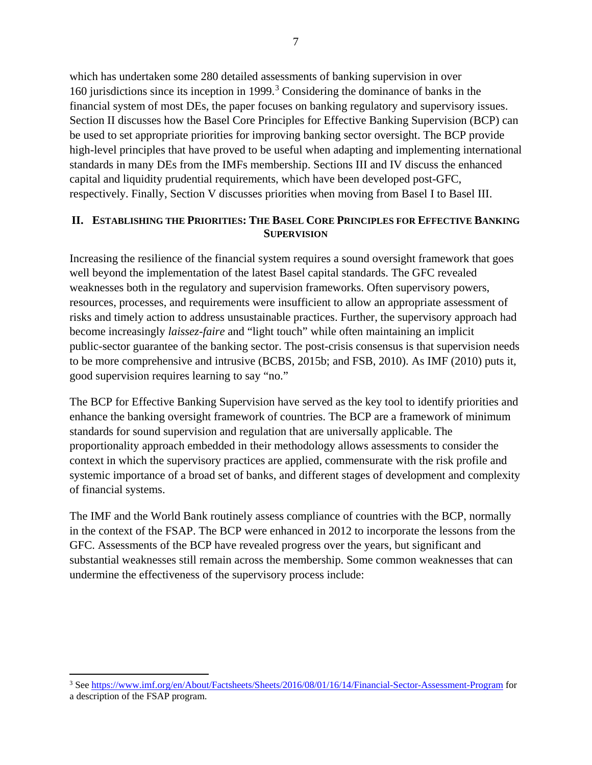which has undertaken some 280 detailed assessments of banking supervision in over 160 jurisdictions since its inception in 1999.[3] Considering the dominance of banks in the financial system of most DEs, the paper focuses on banking regulatory and supervisory issues. Section II discusses how the Basel Core Principles for Effective Banking Supervision (BCP) can be used to set appropriate priorities for improving banking sector oversight. The BCP provide high-level principles that have proved to be useful when adapting and implementing international standards in many DEs from the IMFs membership. Sections III and IV discuss the enhanced capital and liquidity prudential requirements, which have been developed post-GFC, respectively. Finally, Section V discusses priorities when moving from Basel I to Basel III.

## II. Establishing the Priorities: The Basel Core Principles for Effective Banking Supervision

Increasing the resilience of the financial system requires a sound oversight framework that goes well beyond the implementation of the latest Basel capital standards. The GFC revealed weaknesses both in the regulatory and supervision frameworks. Often supervisory powers, resources, processes, and requirements were insufficient to allow an appropriate assessment of risks and timely action to address unsustainable practices. Further, the supervisory approach had become increasingly *laissez-faire* and "light touch" while often maintaining an implicit public-sector guarantee of the banking sector. The post-crisis consensus is that supervision needs to be more comprehensive and intrusive (BCBS, 2015b; and FSB, 2010). As IMF (2010) puts it, good supervision requires learning to say "no."

The BCP for Effective Banking Supervision have served as the key tool to identify priorities and enhance the banking oversight framework of countries. The BCP are a framework of minimum standards for sound supervision and regulation that are universally applicable. The proportionality approach embedded in their methodology allows assessments to consider the context in which the supervisory practices are applied, commensurate with the risk profile and systemic importance of a broad set of banks, and different stages of development and complexity of financial systems.

The IMF and the World Bank routinely assess compliance of countries with the BCP, normally in the context of the FSAP. The BCP were enhanced in 2012 to incorporate the lessons from the GFC. Assessments of the BCP have revealed progress over the years, but significant and substantial weaknesses still remain across the membership. Some common weaknesses that can undermine the effectiveness of the supervisory process include:

---

[3] See https://www.imf.org/en/About/Factsheets/Sheets/2016/08/01/16/14/Financial-Sector-Assessment-Program for a description of the FSAP program.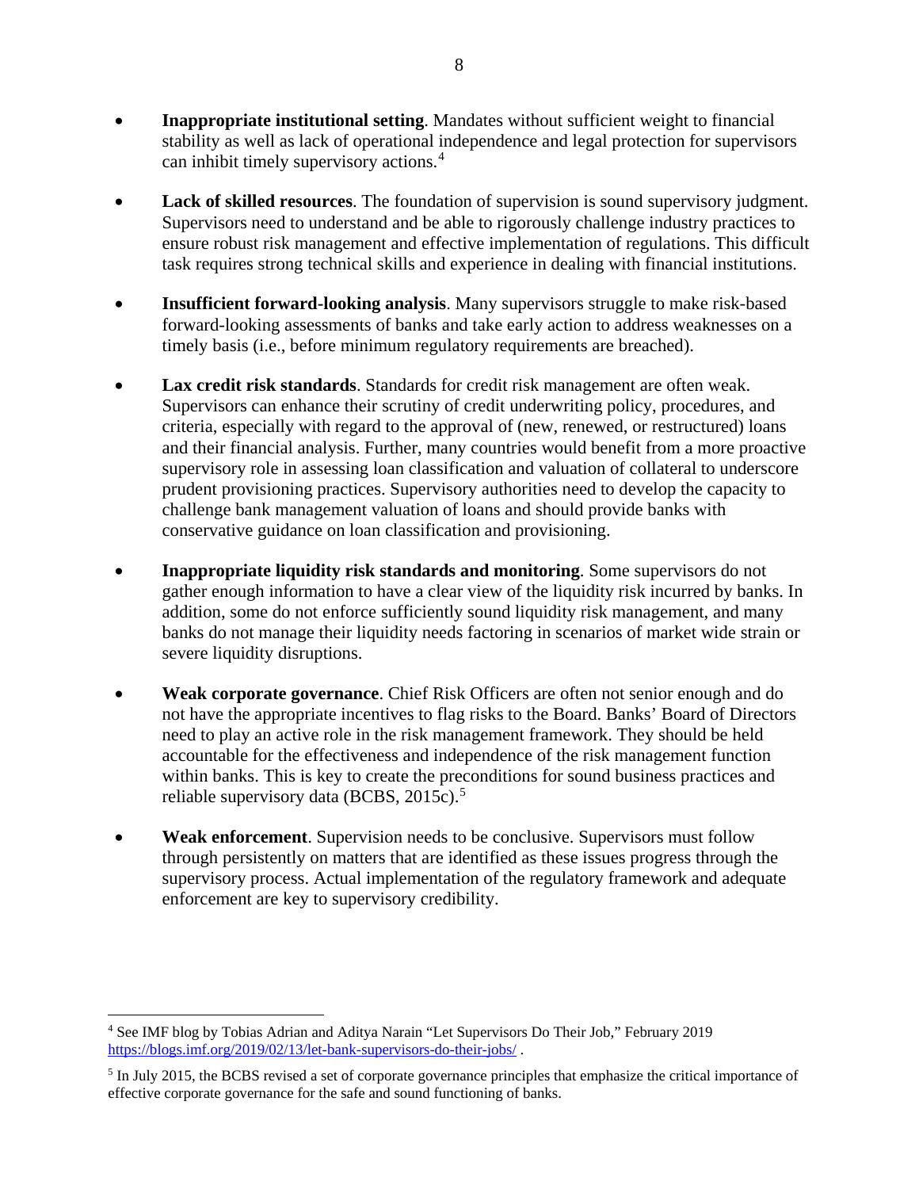- **Inappropriate institutional setting**. Mandates without sufficient weight to financial stability as well as lack of operational independence and legal protection for supervisors can inhibit timely supervisory actions.[4]

- **Lack of skilled resources**. The foundation of supervision is sound supervisory judgment. Supervisors need to understand and be able to rigorously challenge industry practices to ensure robust risk management and effective implementation of regulations. This difficult task requires strong technical skills and experience in dealing with financial institutions.

- **Insufficient forward-looking analysis**. Many supervisors struggle to make risk-based forward-looking assessments of banks and take early action to address weaknesses on a timely basis (i.e., before minimum regulatory requirements are breached).

- **Lax credit risk standards**. Standards for credit risk management are often weak. Supervisors can enhance their scrutiny of credit underwriting policy, procedures, and criteria, especially with regard to the approval of (new, renewed, or restructured) loans and their financial analysis. Further, many countries would benefit from a more proactive supervisory role in assessing loan classification and valuation of collateral to underscore prudent provisioning practices. Supervisory authorities need to develop the capacity to challenge bank management valuation of loans and should provide banks with conservative guidance on loan classification and provisioning.

- **Inappropriate liquidity risk standards and monitoring**. Some supervisors do not gather enough information to have a clear view of the liquidity risk incurred by banks. In addition, some do not enforce sufficiently sound liquidity risk management, and many banks do not manage their liquidity needs factoring in scenarios of market wide strain or severe liquidity disruptions.

- **Weak corporate governance**. Chief Risk Officers are often not senior enough and do not have the appropriate incentives to flag risks to the Board. Banks' Board of Directors need to play an active role in the risk management framework. They should be held accountable for the effectiveness and independence of the risk management function within banks. This is key to create the preconditions for sound business practices and reliable supervisory data (BCBS, 2015c).[5]

- **Weak enforcement**. Supervision needs to be conclusive. Supervisors must follow through persistently on matters that are identified as these issues progress through the supervisory process. Actual implementation of the regulatory framework and adequate enforcement are key to supervisory credibility.

---

[4] See IMF blog by Tobias Adrian and Aditya Narain "Let Supervisors Do Their Job," February 2019 https://blogs.imf.org/2019/02/13/let-bank-supervisors-do-their-jobs/ .

[5] In July 2015, the BCBS revised a set of corporate governance principles that emphasize the critical importance of effective corporate governance for the safe and sound functioning of banks.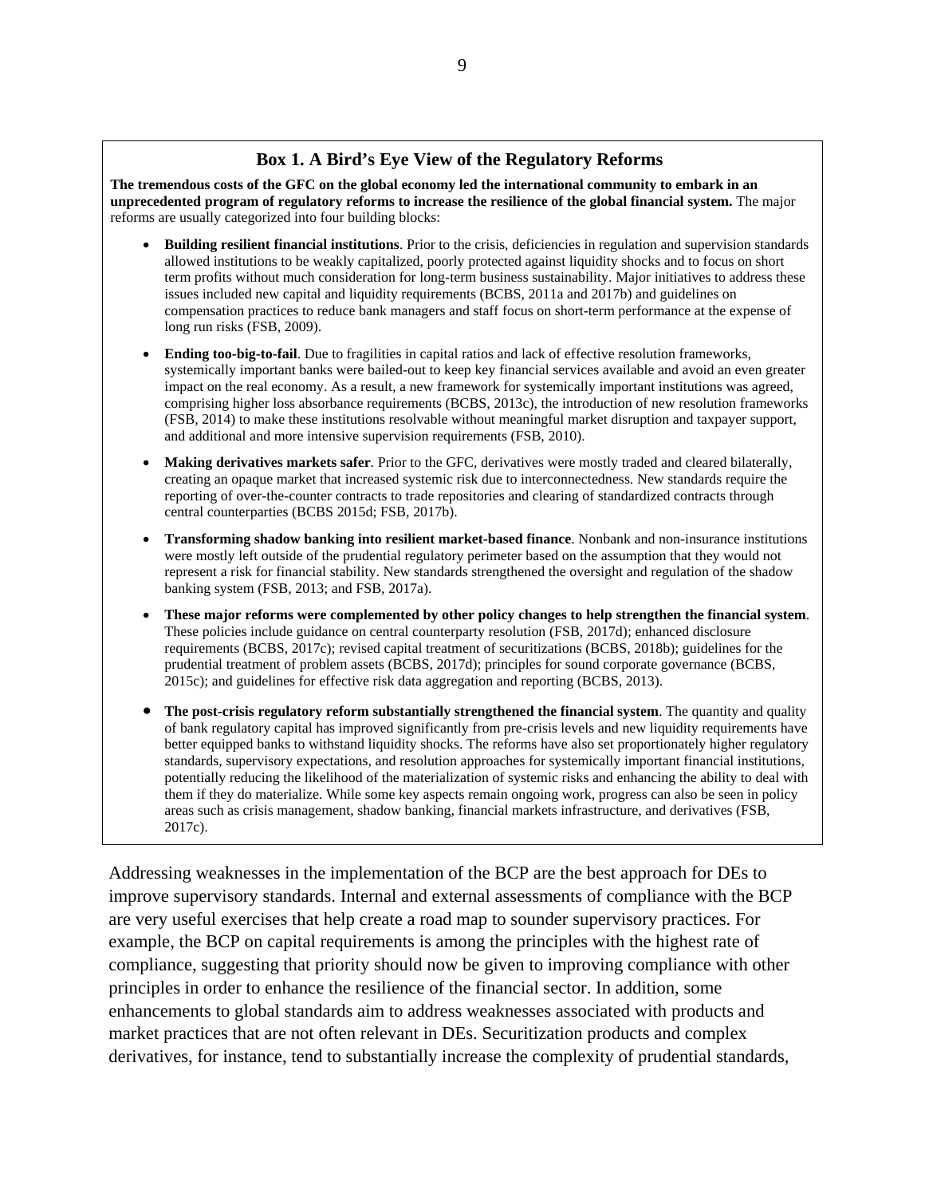### Box 1. A Bird's Eye View of the Regulatory Reforms

**The tremendous costs of the GFC on the global economy led the international community to embark in an unprecedented program of regulatory reforms to increase the resilience of the global financial system.** The major reforms are usually categorized into four building blocks:

- **Building resilient financial institutions**. Prior to the crisis, deficiencies in regulation and supervision standards allowed institutions to be weakly capitalized, poorly protected against liquidity shocks and to focus on short term profits without much consideration for long-term business sustainability. Major initiatives to address these issues included new capital and liquidity requirements (BCBS, 2011a and 2017b) and guidelines on compensation practices to reduce bank managers and staff focus on short-term performance at the expense of long run risks (FSB, 2009).

- **Ending too-big-to-fail**. Due to fragilities in capital ratios and lack of effective resolution frameworks, systemically important banks were bailed-out to keep key financial services available and avoid an even greater impact on the real economy. As a result, a new framework for systemically important institutions was agreed, comprising higher loss absorbance requirements (BCBS, 2013c), the introduction of new resolution frameworks (FSB, 2014) to make these institutions resolvable without meaningful market disruption and taxpayer support, and additional and more intensive supervision requirements (FSB, 2010).

- **Making derivatives markets safer**. Prior to the GFC, derivatives were mostly traded and cleared bilaterally, creating an opaque market that increased systemic risk due to interconnectedness. New standards require the reporting of over-the-counter contracts to trade repositories and clearing of standardized contracts through central counterparties (BCBS 2015d; FSB, 2017b).

- **Transforming shadow banking into resilient market-based finance**. Nonbank and non-insurance institutions were mostly left outside of the prudential regulatory perimeter based on the assumption that they would not represent a risk for financial stability. New standards strengthened the oversight and regulation of the shadow banking system (FSB, 2013; and FSB, 2017a).

- **These major reforms were complemented by other policy changes to help strengthen the financial system**. These policies include guidance on central counterparty resolution (FSB, 2017d); enhanced disclosure requirements (BCBS, 2017c); revised capital treatment of securitizations (BCBS, 2018b); guidelines for the prudential treatment of problem assets (BCBS, 2017d); principles for sound corporate governance (BCBS, 2015c); and guidelines for effective risk data aggregation and reporting (BCBS, 2013).

- **The post-crisis regulatory reform substantially strengthened the financial system**. The quantity and quality of bank regulatory capital has improved significantly from pre-crisis levels and new liquidity requirements have better equipped banks to withstand liquidity shocks. The reforms have also set proportionately higher regulatory standards, supervisory expectations, and resolution approaches for systemically important financial institutions, potentially reducing the likelihood of the materialization of systemic risks and enhancing the ability to deal with them if they do materialize. While some key aspects remain ongoing work, progress can also be seen in policy areas such as crisis management, shadow banking, financial markets infrastructure, and derivatives (FSB, 2017c).

Addressing weaknesses in the implementation of the BCP are the best approach for DEs to improve supervisory standards. Internal and external assessments of compliance with the BCP are very useful exercises that help create a road map to sounder supervisory practices. For example, the BCP on capital requirements is among the principles with the highest rate of compliance, suggesting that priority should now be given to improving compliance with other principles in order to enhance the resilience of the financial sector. In addition, some enhancements to global standards aim to address weaknesses associated with products and market practices that are not often relevant in DEs. Securitization products and complex derivatives, for instance, tend to substantially increase the complexity of prudential standards,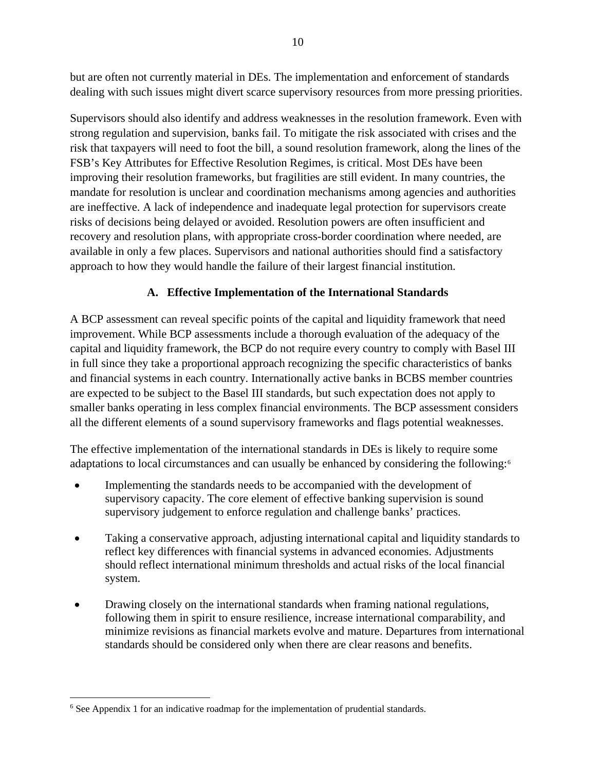but are often not currently material in DEs. The implementation and enforcement of standards dealing with such issues might divert scarce supervisory resources from more pressing priorities.

Supervisors should also identify and address weaknesses in the resolution framework. Even with strong regulation and supervision, banks fail. To mitigate the risk associated with crises and the risk that taxpayers will need to foot the bill, a sound resolution framework, along the lines of the FSB's Key Attributes for Effective Resolution Regimes, is critical. Most DEs have been improving their resolution frameworks, but fragilities are still evident. In many countries, the mandate for resolution is unclear and coordination mechanisms among agencies and authorities are ineffective. A lack of independence and inadequate legal protection for supervisors create risks of decisions being delayed or avoided. Resolution powers are often insufficient and recovery and resolution plans, with appropriate cross-border coordination where needed, are available in only a few places. Supervisors and national authorities should find a satisfactory approach to how they would handle the failure of their largest financial institution.

## A. Effective Implementation of the International Standards

A BCP assessment can reveal specific points of the capital and liquidity framework that need improvement. While BCP assessments include a thorough evaluation of the adequacy of the capital and liquidity framework, the BCP do not require every country to comply with Basel III in full since they take a proportional approach recognizing the specific characteristics of banks and financial systems in each country. Internationally active banks in BCBS member countries are expected to be subject to the Basel III standards, but such expectation does not apply to smaller banks operating in less complex financial environments. The BCP assessment considers all the different elements of a sound supervisory frameworks and flags potential weaknesses.

The effective implementation of the international standards in DEs is likely to require some adaptations to local circumstances and can usually be enhanced by considering the following:[6]

- Implementing the standards needs to be accompanied with the development of supervisory capacity. The core element of effective banking supervision is sound supervisory judgement to enforce regulation and challenge banks' practices.
- Taking a conservative approach, adjusting international capital and liquidity standards to reflect key differences with financial systems in advanced economies. Adjustments should reflect international minimum thresholds and actual risks of the local financial system.
- Drawing closely on the international standards when framing national regulations, following them in spirit to ensure resilience, increase international comparability, and minimize revisions as financial markets evolve and mature. Departures from international standards should be considered only when there are clear reasons and benefits.

---

[6] See Appendix 1 for an indicative roadmap for the implementation of prudential standards.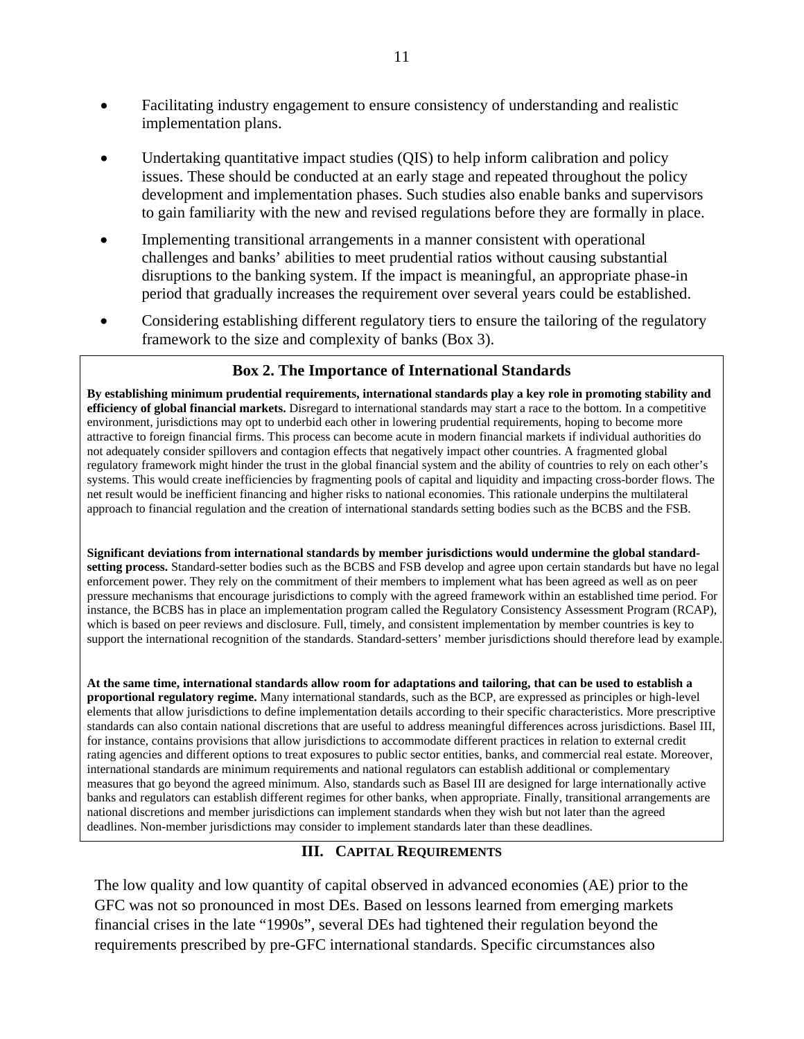- Facilitating industry engagement to ensure consistency of understanding and realistic implementation plans.

- Undertaking quantitative impact studies (QIS) to help inform calibration and policy issues. These should be conducted at an early stage and repeated throughout the policy development and implementation phases. Such studies also enable banks and supervisors to gain familiarity with the new and revised regulations before they are formally in place.

- Implementing transitional arrangements in a manner consistent with operational challenges and banks' abilities to meet prudential ratios without causing substantial disruptions to the banking system. If the impact is meaningful, an appropriate phase-in period that gradually increases the requirement over several years could be established.

- Considering establishing different regulatory tiers to ensure the tailoring of the regulatory framework to the size and complexity of banks (Box 3).

### Box 2. The Importance of International Standards

**By establishing minimum prudential requirements, international standards play a key role in promoting stability and efficiency of global financial markets.** Disregard to international standards may start a race to the bottom. In a competitive environment, jurisdictions may opt to underbid each other in lowering prudential requirements, hoping to become more attractive to foreign financial firms. This process can become acute in modern financial markets if individual authorities do not adequately consider spillovers and contagion effects that negatively impact other countries. A fragmented global regulatory framework might hinder the trust in the global financial system and the ability of countries to rely on each other's systems. This would create inefficiencies by fragmenting pools of capital and liquidity and impacting cross-border flows. The net result would be inefficient financing and higher risks to national economies. This rationale underpins the multilateral approach to financial regulation and the creation of international standards setting bodies such as the BCBS and the FSB.

**Significant deviations from international standards by member jurisdictions would undermine the global standard-setting process.** Standard-setter bodies such as the BCBS and FSB develop and agree upon certain standards but have no legal enforcement power. They rely on the commitment of their members to implement what has been agreed as well as on peer pressure mechanisms that encourage jurisdictions to comply with the agreed framework within an established time period. For instance, the BCBS has in place an implementation program called the Regulatory Consistency Assessment Program (RCAP), which is based on peer reviews and disclosure. Full, timely, and consistent implementation by member countries is key to support the international recognition of the standards. Standard-setters' member jurisdictions should therefore lead by example.

**At the same time, international standards allow room for adaptations and tailoring, that can be used to establish a proportional regulatory regime.** Many international standards, such as the BCP, are expressed as principles or high-level elements that allow jurisdictions to define implementation details according to their specific characteristics. More prescriptive standards can also contain national discretions that are useful to address meaningful differences across jurisdictions. Basel III, for instance, contains provisions that allow jurisdictions to accommodate different practices in relation to external credit rating agencies and different options to treat exposures to public sector entities, banks, and commercial real estate. Moreover, international standards are minimum requirements and national regulators can establish additional or complementary measures that go beyond the agreed minimum. Also, standards such as Basel III are designed for large internationally active banks and regulators can establish different regimes for other banks, when appropriate. Finally, transitional arrangements are national discretions and member jurisdictions can implement standards when they wish but not later than the agreed deadlines. Non-member jurisdictions may consider to implement standards later than these deadlines.

## III. Capital Requirements

The low quality and low quantity of capital observed in advanced economies (AE) prior to the GFC was not so pronounced in most DEs. Based on lessons learned from emerging markets financial crises in the late "1990s", several DEs had tightened their regulation beyond the requirements prescribed by pre-GFC international standards. Specific circumstances also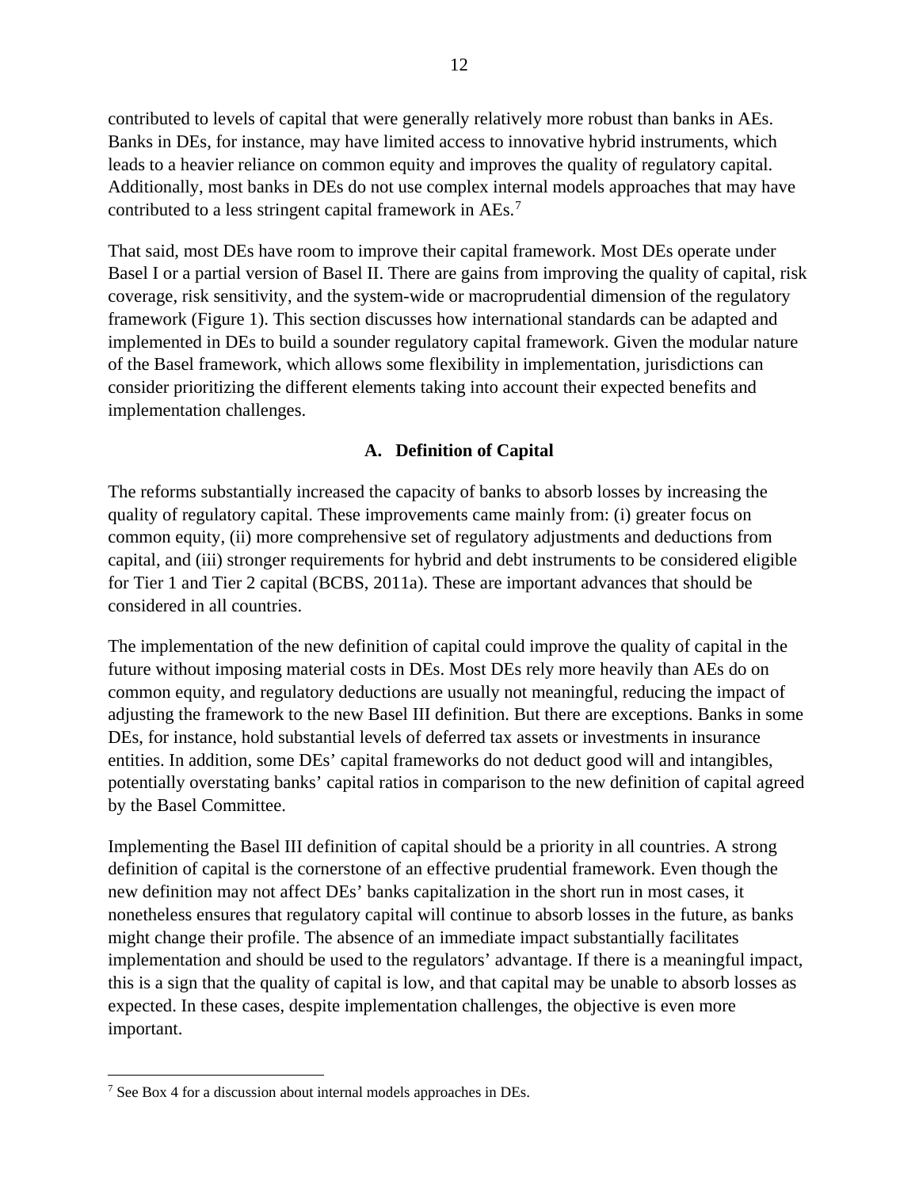contributed to levels of capital that were generally relatively more robust than banks in AEs. Banks in DEs, for instance, may have limited access to innovative hybrid instruments, which leads to a heavier reliance on common equity and improves the quality of regulatory capital. Additionally, most banks in DEs do not use complex internal models approaches that may have contributed to a less stringent capital framework in AEs.[7]

That said, most DEs have room to improve their capital framework. Most DEs operate under Basel I or a partial version of Basel II. There are gains from improving the quality of capital, risk coverage, risk sensitivity, and the system-wide or macroprudential dimension of the regulatory framework (Figure 1). This section discusses how international standards can be adapted and implemented in DEs to build a sounder regulatory capital framework. Given the modular nature of the Basel framework, which allows some flexibility in implementation, jurisdictions can consider prioritizing the different elements taking into account their expected benefits and implementation challenges.

## A. Definition of Capital

The reforms substantially increased the capacity of banks to absorb losses by increasing the quality of regulatory capital. These improvements came mainly from: (i) greater focus on common equity, (ii) more comprehensive set of regulatory adjustments and deductions from capital, and (iii) stronger requirements for hybrid and debt instruments to be considered eligible for Tier 1 and Tier 2 capital (BCBS, 2011a). These are important advances that should be considered in all countries.

The implementation of the new definition of capital could improve the quality of capital in the future without imposing material costs in DEs. Most DEs rely more heavily than AEs do on common equity, and regulatory deductions are usually not meaningful, reducing the impact of adjusting the framework to the new Basel III definition. But there are exceptions. Banks in some DEs, for instance, hold substantial levels of deferred tax assets or investments in insurance entities. In addition, some DEs' capital frameworks do not deduct good will and intangibles, potentially overstating banks' capital ratios in comparison to the new definition of capital agreed by the Basel Committee.

Implementing the Basel III definition of capital should be a priority in all countries. A strong definition of capital is the cornerstone of an effective prudential framework. Even though the new definition may not affect DEs' banks capitalization in the short run in most cases, it nonetheless ensures that regulatory capital will continue to absorb losses in the future, as banks might change their profile. The absence of an immediate impact substantially facilitates implementation and should be used to the regulators' advantage. If there is a meaningful impact, this is a sign that the quality of capital is low, and that capital may be unable to absorb losses as expected. In these cases, despite implementation challenges, the objective is even more important.

[7] See Box 4 for a discussion about internal models approaches in DEs.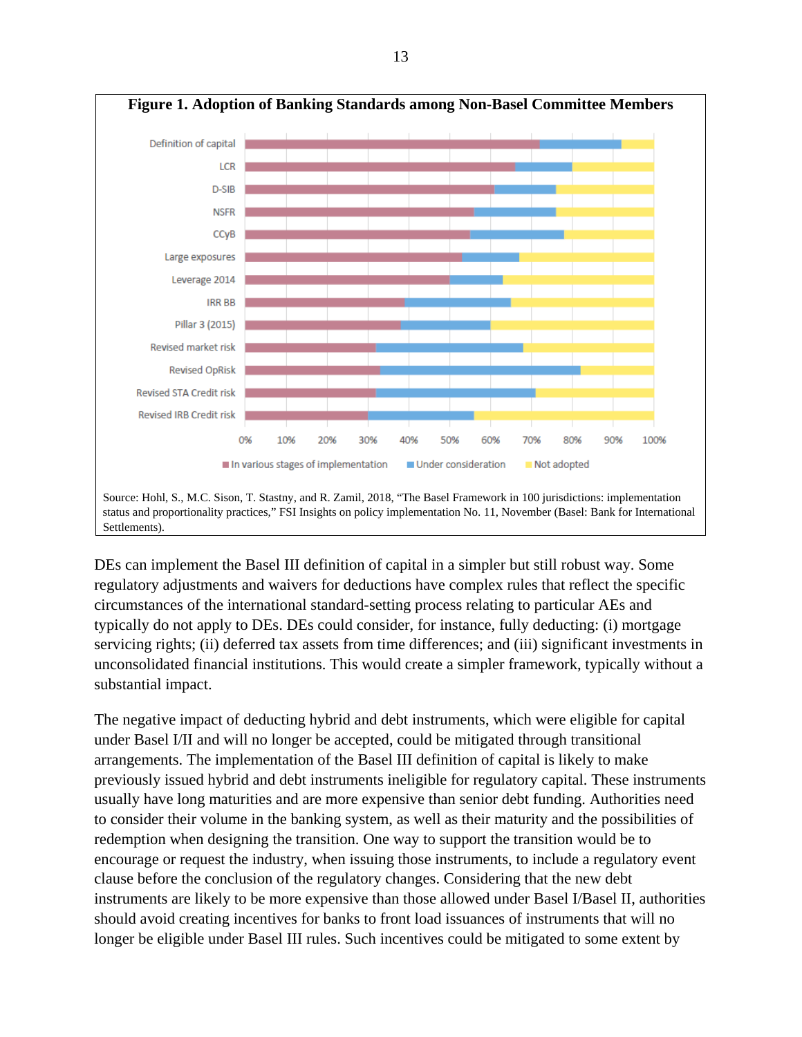**Figure 1. Adoption of Banking Standards among Non-Basel Committee Members**

Source: Hohl, S., M.C. Sison, T. Stastny, and R. Zamil, 2018, "The Basel Framework in 100 jurisdictions: implementation status and proportionality practices," FSI Insights on policy implementation No. 11, November (Basel: Bank for International Settlements).

DEs can implement the Basel III definition of capital in a simpler but still robust way. Some regulatory adjustments and waivers for deductions have complex rules that reflect the specific circumstances of the international standard-setting process relating to particular AEs and typically do not apply to DEs. DEs could consider, for instance, fully deducting: (i) mortgage servicing rights; (ii) deferred tax assets from time differences; and (iii) significant investments in unconsolidated financial institutions. This would create a simpler framework, typically without a substantial impact.

The negative impact of deducting hybrid and debt instruments, which were eligible for capital under Basel I/II and will no longer be accepted, could be mitigated through transitional arrangements. The implementation of the Basel III definition of capital is likely to make previously issued hybrid and debt instruments ineligible for regulatory capital. These instruments usually have long maturities and are more expensive than senior debt funding. Authorities need to consider their volume in the banking system, as well as their maturity and the possibilities of redemption when designing the transition. One way to support the transition would be to encourage or request the industry, when issuing those instruments, to include a regulatory event clause before the conclusion of the regulatory changes. Considering that the new debt instruments are likely to be more expensive than those allowed under Basel I/Basel II, authorities should avoid creating incentives for banks to front load issuances of instruments that will no longer be eligible under Basel III rules. Such incentives could be mitigated to some extent by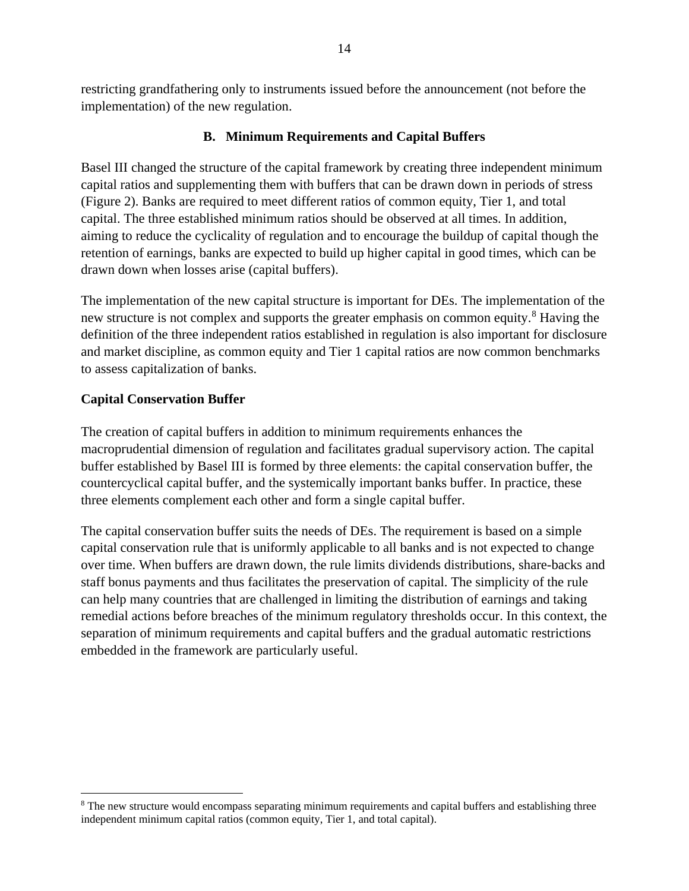restricting grandfathering only to instruments issued before the announcement (not before the implementation) of the new regulation.

## B. Minimum Requirements and Capital Buffers

Basel III changed the structure of the capital framework by creating three independent minimum capital ratios and supplementing them with buffers that can be drawn down in periods of stress (Figure 2). Banks are required to meet different ratios of common equity, Tier 1, and total capital. The three established minimum ratios should be observed at all times. In addition, aiming to reduce the cyclicality of regulation and to encourage the buildup of capital though the retention of earnings, banks are expected to build up higher capital in good times, which can be drawn down when losses arise (capital buffers).

The implementation of the new capital structure is important for DEs. The implementation of the new structure is not complex and supports the greater emphasis on common equity.[8] Having the definition of the three independent ratios established in regulation is also important for disclosure and market discipline, as common equity and Tier 1 capital ratios are now common benchmarks to assess capitalization of banks.

### Capital Conservation Buffer

The creation of capital buffers in addition to minimum requirements enhances the macroprudential dimension of regulation and facilitates gradual supervisory action. The capital buffer established by Basel III is formed by three elements: the capital conservation buffer, the countercyclical capital buffer, and the systemically important banks buffer. In practice, these three elements complement each other and form a single capital buffer.

The capital conservation buffer suits the needs of DEs. The requirement is based on a simple capital conservation rule that is uniformly applicable to all banks and is not expected to change over time. When buffers are drawn down, the rule limits dividends distributions, share-backs and staff bonus payments and thus facilitates the preservation of capital. The simplicity of the rule can help many countries that are challenged in limiting the distribution of earnings and taking remedial actions before breaches of the minimum regulatory thresholds occur. In this context, the separation of minimum requirements and capital buffers and the gradual automatic restrictions embedded in the framework are particularly useful.

---

[8] The new structure would encompass separating minimum requirements and capital buffers and establishing three independent minimum capital ratios (common equity, Tier 1, and total capital).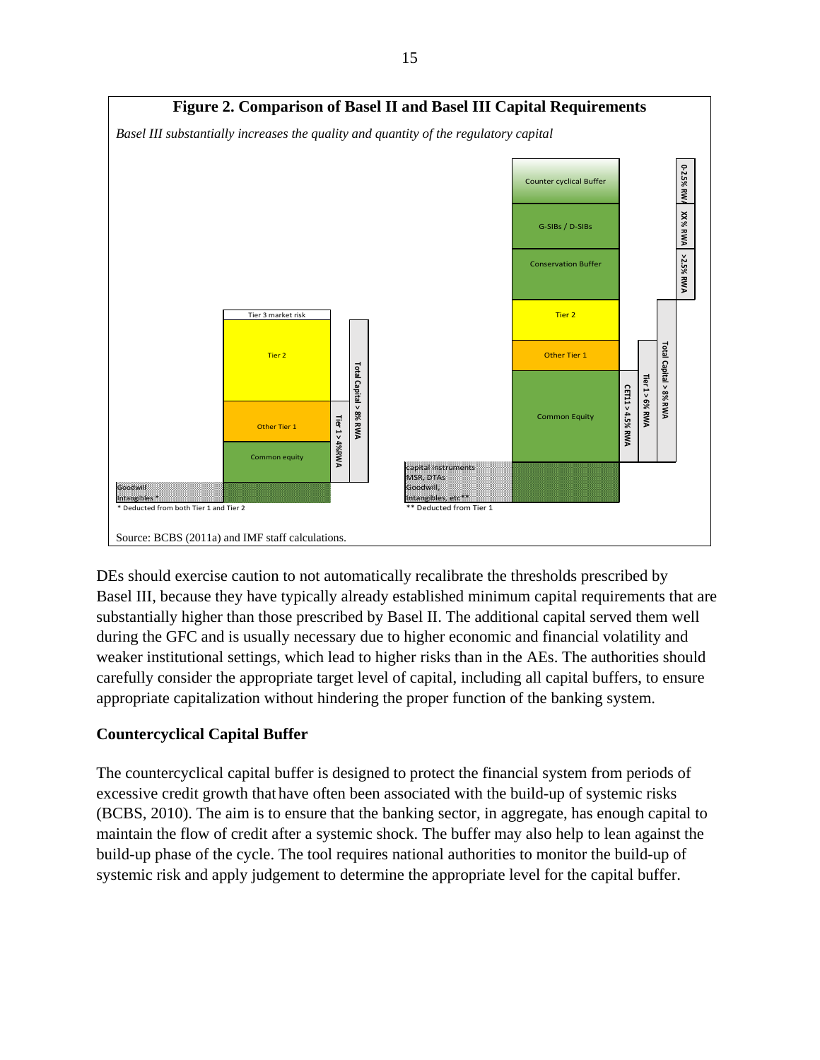**Figure 2. Comparison of Basel II and Basel III Capital Requirements**

*Basel III substantially increases the quality and quantity of the regulatory capital*

Basel II: Tier 3 market risk; Tier 2; Other Tier 1; Common equity; Goodwill, intangibles *. Tier 1 > 4%RWA; Total Capital > 8% RWA.

\* Deducted from both Tier 1 and Tier 2

Basel III: Counter cyclical Buffer (0-2.5% RWA); G-SIBs / D-SIBs (XX% RWA); Conservation Buffer (>2.5% RWA); Tier 2; Other Tier 1; Common Equity; capital instruments MSR, DTAs Goodwill, Intangibles, etc**. CET1 > 4.5% RWA; Tier 1 > 6% RWA; Total Capital > 8% RWA.

** Deducted from Tier 1

Source: BCBS (2011a) and IMF staff calculations.

DEs should exercise caution to not automatically recalibrate the thresholds prescribed by Basel III, because they have typically already established minimum capital requirements that are substantially higher than those prescribed by Basel II. The additional capital served them well during the GFC and is usually necessary due to higher economic and financial volatility and weaker institutional settings, which lead to higher risks than in the AEs. The authorities should carefully consider the appropriate target level of capital, including all capital buffers, to ensure appropriate capitalization without hindering the proper function of the banking system.

**Countercyclical Capital Buffer**

The countercyclical capital buffer is designed to protect the financial system from periods of excessive credit growth that have often been associated with the build-up of systemic risks (BCBS, 2010). The aim is to ensure that the banking sector, in aggregate, has enough capital to maintain the flow of credit after a systemic shock. The buffer may also help to lean against the build-up phase of the cycle. The tool requires national authorities to monitor the build-up of systemic risk and apply judgement to determine the appropriate level for the capital buffer.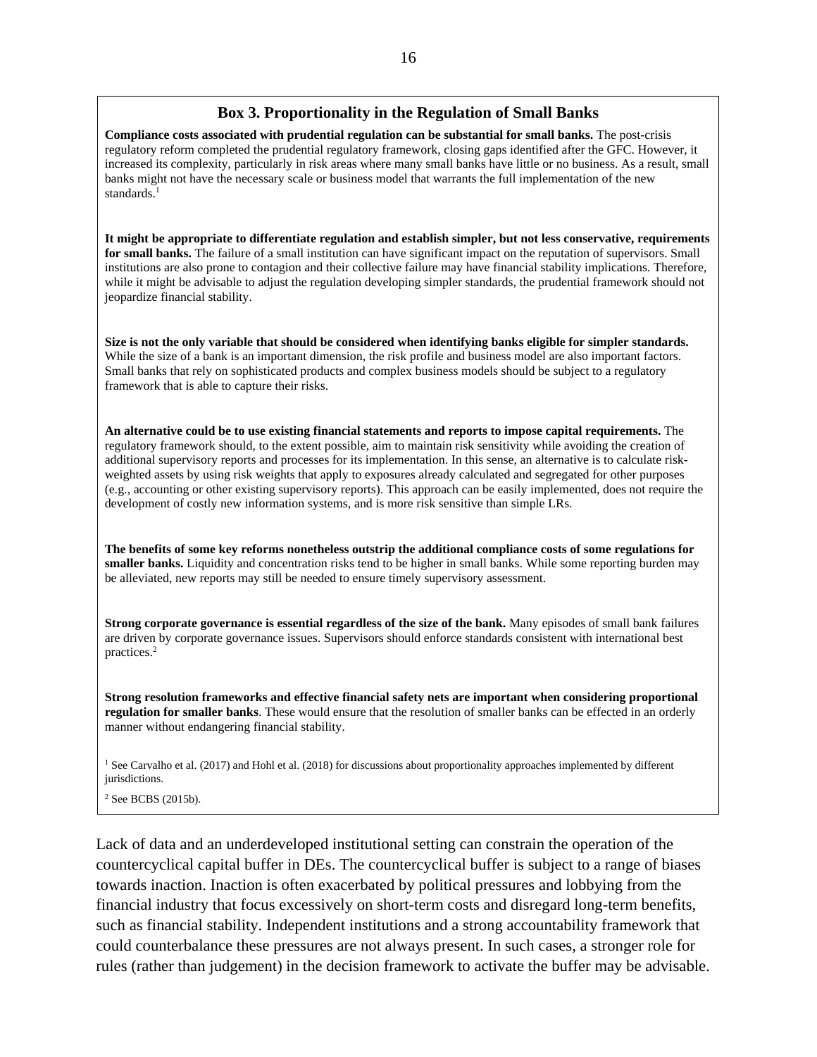### Box 3. Proportionality in the Regulation of Small Banks

**Compliance costs associated with prudential regulation can be substantial for small banks.** The post-crisis regulatory reform completed the prudential regulatory framework, closing gaps identified after the GFC. However, it increased its complexity, particularly in risk areas where many small banks have little or no business. As a result, small banks might not have the necessary scale or business model that warrants the full implementation of the new standards.[1]

**It might be appropriate to differentiate regulation and establish simpler, but not less conservative, requirements for small banks.** The failure of a small institution can have significant impact on the reputation of supervisors. Small institutions are also prone to contagion and their collective failure may have financial stability implications. Therefore, while it might be advisable to adjust the regulation developing simpler standards, the prudential framework should not jeopardize financial stability.

**Size is not the only variable that should be considered when identifying banks eligible for simpler standards.** While the size of a bank is an important dimension, the risk profile and business model are also important factors. Small banks that rely on sophisticated products and complex business models should be subject to a regulatory framework that is able to capture their risks.

**An alternative could be to use existing financial statements and reports to impose capital requirements.** The regulatory framework should, to the extent possible, aim to maintain risk sensitivity while avoiding the creation of additional supervisory reports and processes for its implementation. In this sense, an alternative is to calculate risk-weighted assets by using risk weights that apply to exposures already calculated and segregated for other purposes (e.g., accounting or other existing supervisory reports). This approach can be easily implemented, does not require the development of costly new information systems, and is more risk sensitive than simple LRs.

**The benefits of some key reforms nonetheless outstrip the additional compliance costs of some regulations for smaller banks.** Liquidity and concentration risks tend to be higher in small banks. While some reporting burden may be alleviated, new reports may still be needed to ensure timely supervisory assessment.

**Strong corporate governance is essential regardless of the size of the bank.** Many episodes of small bank failures are driven by corporate governance issues. Supervisors should enforce standards consistent with international best practices.[2]

**Strong resolution frameworks and effective financial safety nets are important when considering proportional regulation for smaller banks**. These would ensure that the resolution of smaller banks can be effected in an orderly manner without endangering financial stability.

[1] See Carvalho et al. (2017) and Hohl et al. (2018) for discussions about proportionality approaches implemented by different jurisdictions.

[2] See BCBS (2015b).

Lack of data and an underdeveloped institutional setting can constrain the operation of the countercyclical capital buffer in DEs. The countercyclical buffer is subject to a range of biases towards inaction. Inaction is often exacerbated by political pressures and lobbying from the financial industry that focus excessively on short-term costs and disregard long-term benefits, such as financial stability. Independent institutions and a strong accountability framework that could counterbalance these pressures are not always present. In such cases, a stronger role for rules (rather than judgement) in the decision framework to activate the buffer may be advisable.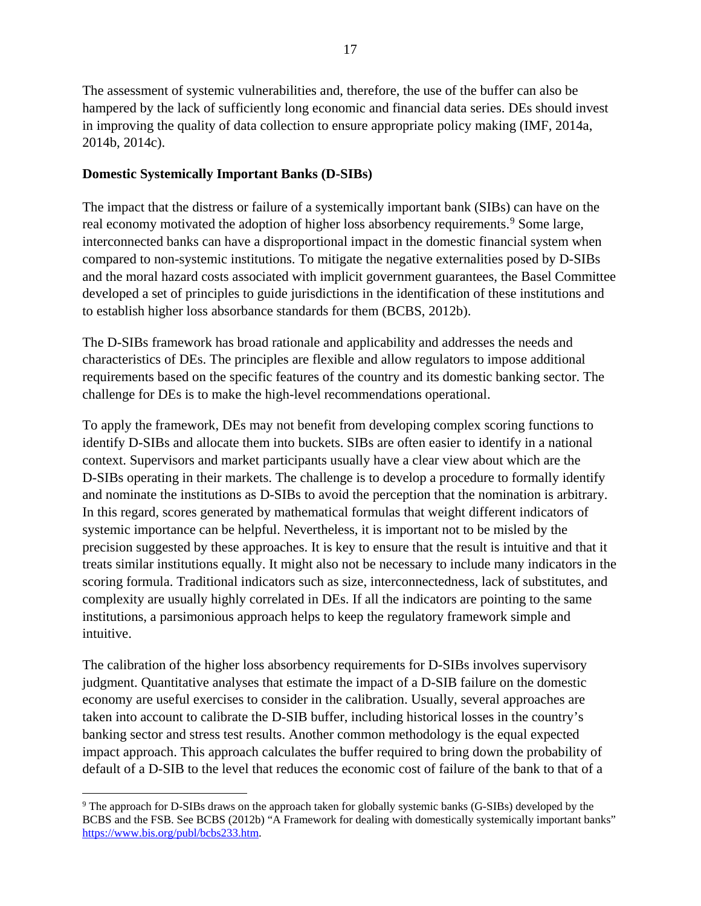The assessment of systemic vulnerabilities and, therefore, the use of the buffer can also be hampered by the lack of sufficiently long economic and financial data series. DEs should invest in improving the quality of data collection to ensure appropriate policy making (IMF, 2014a, 2014b, 2014c).

**Domestic Systemically Important Banks (D-SIBs)**

The impact that the distress or failure of a systemically important bank (SIBs) can have on the real economy motivated the adoption of higher loss absorbency requirements.[9] Some large, interconnected banks can have a disproportional impact in the domestic financial system when compared to non-systemic institutions. To mitigate the negative externalities posed by D-SIBs and the moral hazard costs associated with implicit government guarantees, the Basel Committee developed a set of principles to guide jurisdictions in the identification of these institutions and to establish higher loss absorbance standards for them (BCBS, 2012b).

The D-SIBs framework has broad rationale and applicability and addresses the needs and characteristics of DEs. The principles are flexible and allow regulators to impose additional requirements based on the specific features of the country and its domestic banking sector. The challenge for DEs is to make the high-level recommendations operational.

To apply the framework, DEs may not benefit from developing complex scoring functions to identify D-SIBs and allocate them into buckets. SIBs are often easier to identify in a national context. Supervisors and market participants usually have a clear view about which are the D-SIBs operating in their markets. The challenge is to develop a procedure to formally identify and nominate the institutions as D-SIBs to avoid the perception that the nomination is arbitrary. In this regard, scores generated by mathematical formulas that weight different indicators of systemic importance can be helpful. Nevertheless, it is important not to be misled by the precision suggested by these approaches. It is key to ensure that the result is intuitive and that it treats similar institutions equally. It might also not be necessary to include many indicators in the scoring formula. Traditional indicators such as size, interconnectedness, lack of substitutes, and complexity are usually highly correlated in DEs. If all the indicators are pointing to the same institutions, a parsimonious approach helps to keep the regulatory framework simple and intuitive.

The calibration of the higher loss absorbency requirements for D-SIBs involves supervisory judgment. Quantitative analyses that estimate the impact of a D-SIB failure on the domestic economy are useful exercises to consider in the calibration. Usually, several approaches are taken into account to calibrate the D-SIB buffer, including historical losses in the country's banking sector and stress test results. Another common methodology is the equal expected impact approach. This approach calculates the buffer required to bring down the probability of default of a D-SIB to the level that reduces the economic cost of failure of the bank to that of a

---

[9] The approach for D-SIBs draws on the approach taken for globally systemic banks (G-SIBs) developed by the BCBS and the FSB. See BCBS (2012b) "A Framework for dealing with domestically systemically important banks" https://www.bis.org/publ/bcbs233.htm.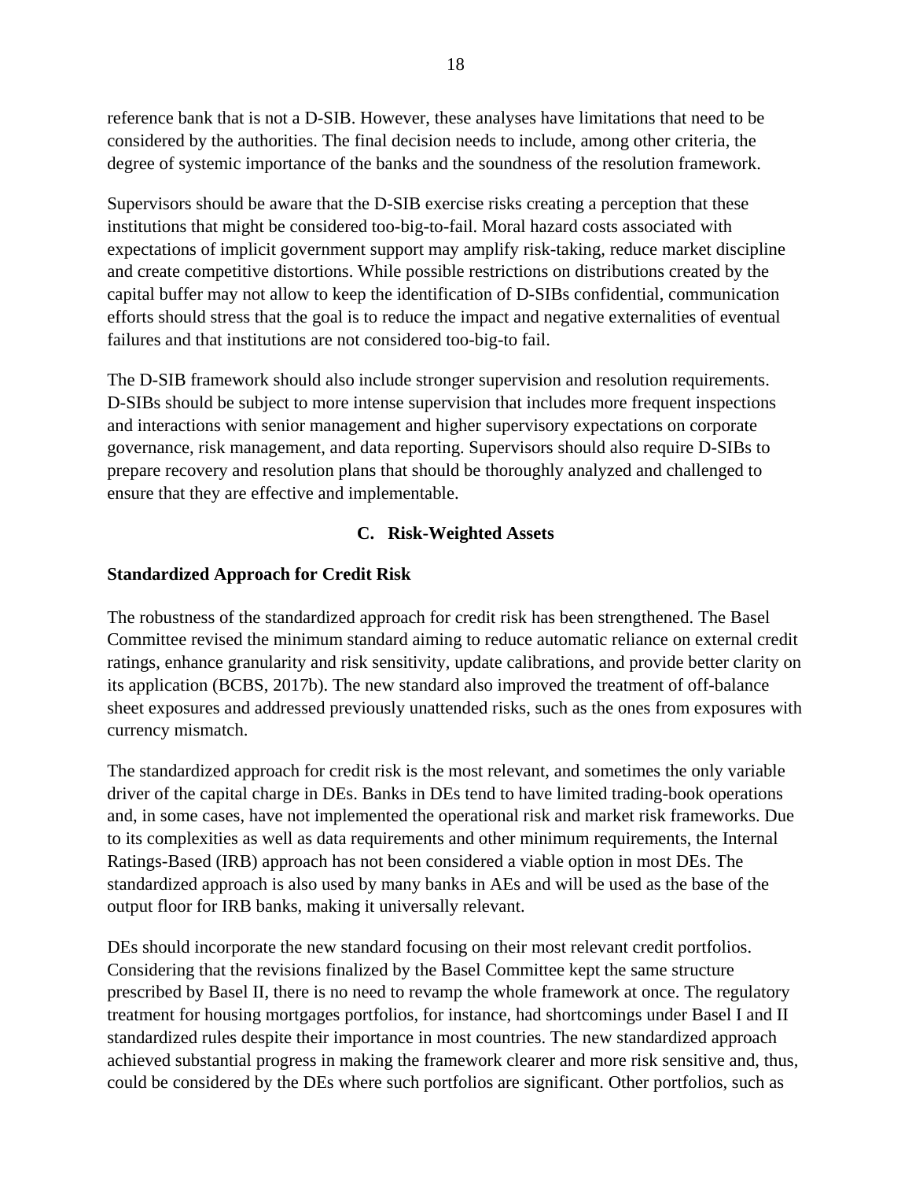reference bank that is not a D-SIB. However, these analyses have limitations that need to be considered by the authorities. The final decision needs to include, among other criteria, the degree of systemic importance of the banks and the soundness of the resolution framework.

Supervisors should be aware that the D-SIB exercise risks creating a perception that these institutions that might be considered too-big-to-fail. Moral hazard costs associated with expectations of implicit government support may amplify risk-taking, reduce market discipline and create competitive distortions. While possible restrictions on distributions created by the capital buffer may not allow to keep the identification of D-SIBs confidential, communication efforts should stress that the goal is to reduce the impact and negative externalities of eventual failures and that institutions are not considered too-big-to fail.

The D-SIB framework should also include stronger supervision and resolution requirements. D-SIBs should be subject to more intense supervision that includes more frequent inspections and interactions with senior management and higher supervisory expectations on corporate governance, risk management, and data reporting. Supervisors should also require D-SIBs to prepare recovery and resolution plans that should be thoroughly analyzed and challenged to ensure that they are effective and implementable.

## C. Risk-Weighted Assets

### Standardized Approach for Credit Risk

The robustness of the standardized approach for credit risk has been strengthened. The Basel Committee revised the minimum standard aiming to reduce automatic reliance on external credit ratings, enhance granularity and risk sensitivity, update calibrations, and provide better clarity on its application (BCBS, 2017b). The new standard also improved the treatment of off-balance sheet exposures and addressed previously unattended risks, such as the ones from exposures with currency mismatch.

The standardized approach for credit risk is the most relevant, and sometimes the only variable driver of the capital charge in DEs. Banks in DEs tend to have limited trading-book operations and, in some cases, have not implemented the operational risk and market risk frameworks. Due to its complexities as well as data requirements and other minimum requirements, the Internal Ratings-Based (IRB) approach has not been considered a viable option in most DEs. The standardized approach is also used by many banks in AEs and will be used as the base of the output floor for IRB banks, making it universally relevant.

DEs should incorporate the new standard focusing on their most relevant credit portfolios. Considering that the revisions finalized by the Basel Committee kept the same structure prescribed by Basel II, there is no need to revamp the whole framework at once. The regulatory treatment for housing mortgages portfolios, for instance, had shortcomings under Basel I and II standardized rules despite their importance in most countries. The new standardized approach achieved substantial progress in making the framework clearer and more risk sensitive and, thus, could be considered by the DEs where such portfolios are significant. Other portfolios, such as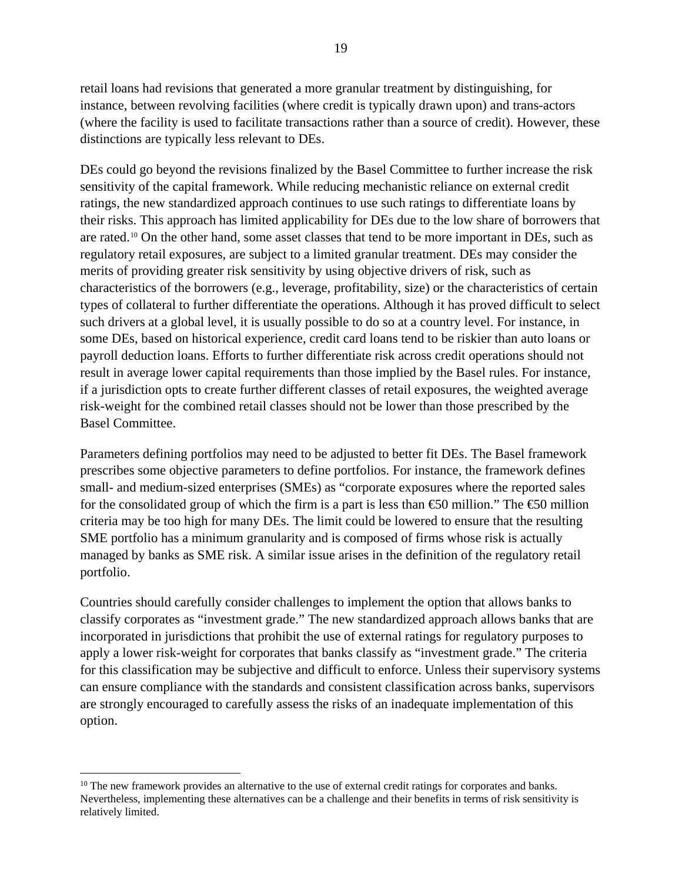retail loans had revisions that generated a more granular treatment by distinguishing, for instance, between revolving facilities (where credit is typically drawn upon) and trans-actors (where the facility is used to facilitate transactions rather than a source of credit). However, these distinctions are typically less relevant to DEs.

DEs could go beyond the revisions finalized by the Basel Committee to further increase the risk sensitivity of the capital framework. While reducing mechanistic reliance on external credit ratings, the new standardized approach continues to use such ratings to differentiate loans by their risks. This approach has limited applicability for DEs due to the low share of borrowers that are rated.[10] On the other hand, some asset classes that tend to be more important in DEs, such as regulatory retail exposures, are subject to a limited granular treatment. DEs may consider the merits of providing greater risk sensitivity by using objective drivers of risk, such as characteristics of the borrowers (e.g., leverage, profitability, size) or the characteristics of certain types of collateral to further differentiate the operations. Although it has proved difficult to select such drivers at a global level, it is usually possible to do so at a country level. For instance, in some DEs, based on historical experience, credit card loans tend to be riskier than auto loans or payroll deduction loans. Efforts to further differentiate risk across credit operations should not result in average lower capital requirements than those implied by the Basel rules. For instance, if a jurisdiction opts to create further different classes of retail exposures, the weighted average risk-weight for the combined retail classes should not be lower than those prescribed by the Basel Committee.

Parameters defining portfolios may need to be adjusted to better fit DEs. The Basel framework prescribes some objective parameters to define portfolios. For instance, the framework defines small- and medium-sized enterprises (SMEs) as "corporate exposures where the reported sales for the consolidated group of which the firm is a part is less than €50 million." The €50 million criteria may be too high for many DEs. The limit could be lowered to ensure that the resulting SME portfolio has a minimum granularity and is composed of firms whose risk is actually managed by banks as SME risk. A similar issue arises in the definition of the regulatory retail portfolio.

Countries should carefully consider challenges to implement the option that allows banks to classify corporates as "investment grade." The new standardized approach allows banks that are incorporated in jurisdictions that prohibit the use of external ratings for regulatory purposes to apply a lower risk-weight for corporates that banks classify as "investment grade." The criteria for this classification may be subjective and difficult to enforce. Unless their supervisory systems can ensure compliance with the standards and consistent classification across banks, supervisors are strongly encouraged to carefully assess the risks of an inadequate implementation of this option.

---

[10] The new framework provides an alternative to the use of external credit ratings for corporates and banks. Nevertheless, implementing these alternatives can be a challenge and their benefits in terms of risk sensitivity is relatively limited.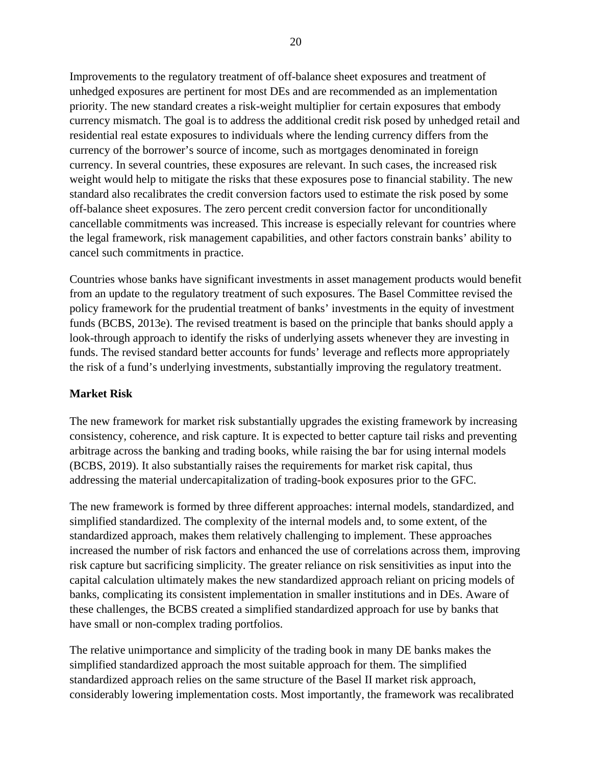Improvements to the regulatory treatment of off-balance sheet exposures and treatment of unhedged exposures are pertinent for most DEs and are recommended as an implementation priority. The new standard creates a risk-weight multiplier for certain exposures that embody currency mismatch. The goal is to address the additional credit risk posed by unhedged retail and residential real estate exposures to individuals where the lending currency differs from the currency of the borrower's source of income, such as mortgages denominated in foreign currency. In several countries, these exposures are relevant. In such cases, the increased risk weight would help to mitigate the risks that these exposures pose to financial stability. The new standard also recalibrates the credit conversion factors used to estimate the risk posed by some off-balance sheet exposures. The zero percent credit conversion factor for unconditionally cancellable commitments was increased. This increase is especially relevant for countries where the legal framework, risk management capabilities, and other factors constrain banks' ability to cancel such commitments in practice.

Countries whose banks have significant investments in asset management products would benefit from an update to the regulatory treatment of such exposures. The Basel Committee revised the policy framework for the prudential treatment of banks' investments in the equity of investment funds (BCBS, 2013e). The revised treatment is based on the principle that banks should apply a look-through approach to identify the risks of underlying assets whenever they are investing in funds. The revised standard better accounts for funds' leverage and reflects more appropriately the risk of a fund's underlying investments, substantially improving the regulatory treatment.

**Market Risk**

The new framework for market risk substantially upgrades the existing framework by increasing consistency, coherence, and risk capture. It is expected to better capture tail risks and preventing arbitrage across the banking and trading books, while raising the bar for using internal models (BCBS, 2019). It also substantially raises the requirements for market risk capital, thus addressing the material undercapitalization of trading-book exposures prior to the GFC.

The new framework is formed by three different approaches: internal models, standardized, and simplified standardized. The complexity of the internal models and, to some extent, of the standardized approach, makes them relatively challenging to implement. These approaches increased the number of risk factors and enhanced the use of correlations across them, improving risk capture but sacrificing simplicity. The greater reliance on risk sensitivities as input into the capital calculation ultimately makes the new standardized approach reliant on pricing models of banks, complicating its consistent implementation in smaller institutions and in DEs. Aware of these challenges, the BCBS created a simplified standardized approach for use by banks that have small or non-complex trading portfolios.

The relative unimportance and simplicity of the trading book in many DE banks makes the simplified standardized approach the most suitable approach for them. The simplified standardized approach relies on the same structure of the Basel II market risk approach, considerably lowering implementation costs. Most importantly, the framework was recalibrated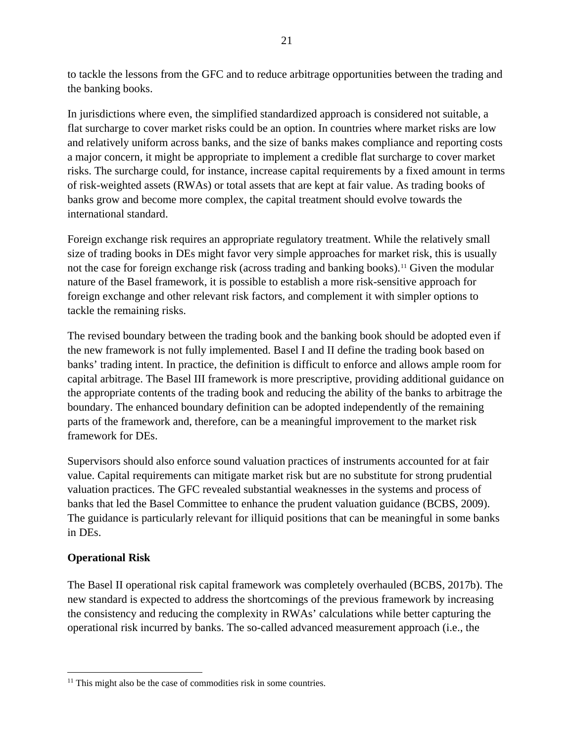to tackle the lessons from the GFC and to reduce arbitrage opportunities between the trading and the banking books.

In jurisdictions where even, the simplified standardized approach is considered not suitable, a flat surcharge to cover market risks could be an option. In countries where market risks are low and relatively uniform across banks, and the size of banks makes compliance and reporting costs a major concern, it might be appropriate to implement a credible flat surcharge to cover market risks. The surcharge could, for instance, increase capital requirements by a fixed amount in terms of risk-weighted assets (RWAs) or total assets that are kept at fair value. As trading books of banks grow and become more complex, the capital treatment should evolve towards the international standard.

Foreign exchange risk requires an appropriate regulatory treatment. While the relatively small size of trading books in DEs might favor very simple approaches for market risk, this is usually not the case for foreign exchange risk (across trading and banking books).[11] Given the modular nature of the Basel framework, it is possible to establish a more risk-sensitive approach for foreign exchange and other relevant risk factors, and complement it with simpler options to tackle the remaining risks.

The revised boundary between the trading book and the banking book should be adopted even if the new framework is not fully implemented. Basel I and II define the trading book based on banks' trading intent. In practice, the definition is difficult to enforce and allows ample room for capital arbitrage. The Basel III framework is more prescriptive, providing additional guidance on the appropriate contents of the trading book and reducing the ability of the banks to arbitrage the boundary. The enhanced boundary definition can be adopted independently of the remaining parts of the framework and, therefore, can be a meaningful improvement to the market risk framework for DEs.

Supervisors should also enforce sound valuation practices of instruments accounted for at fair value. Capital requirements can mitigate market risk but are no substitute for strong prudential valuation practices. The GFC revealed substantial weaknesses in the systems and process of banks that led the Basel Committee to enhance the prudent valuation guidance (BCBS, 2009). The guidance is particularly relevant for illiquid positions that can be meaningful in some banks in DEs.

**Operational Risk**

The Basel II operational risk capital framework was completely overhauled (BCBS, 2017b). The new standard is expected to address the shortcomings of the previous framework by increasing the consistency and reducing the complexity in RWAs' calculations while better capturing the operational risk incurred by banks. The so-called advanced measurement approach (i.e., the

---

[11] This might also be the case of commodities risk in some countries.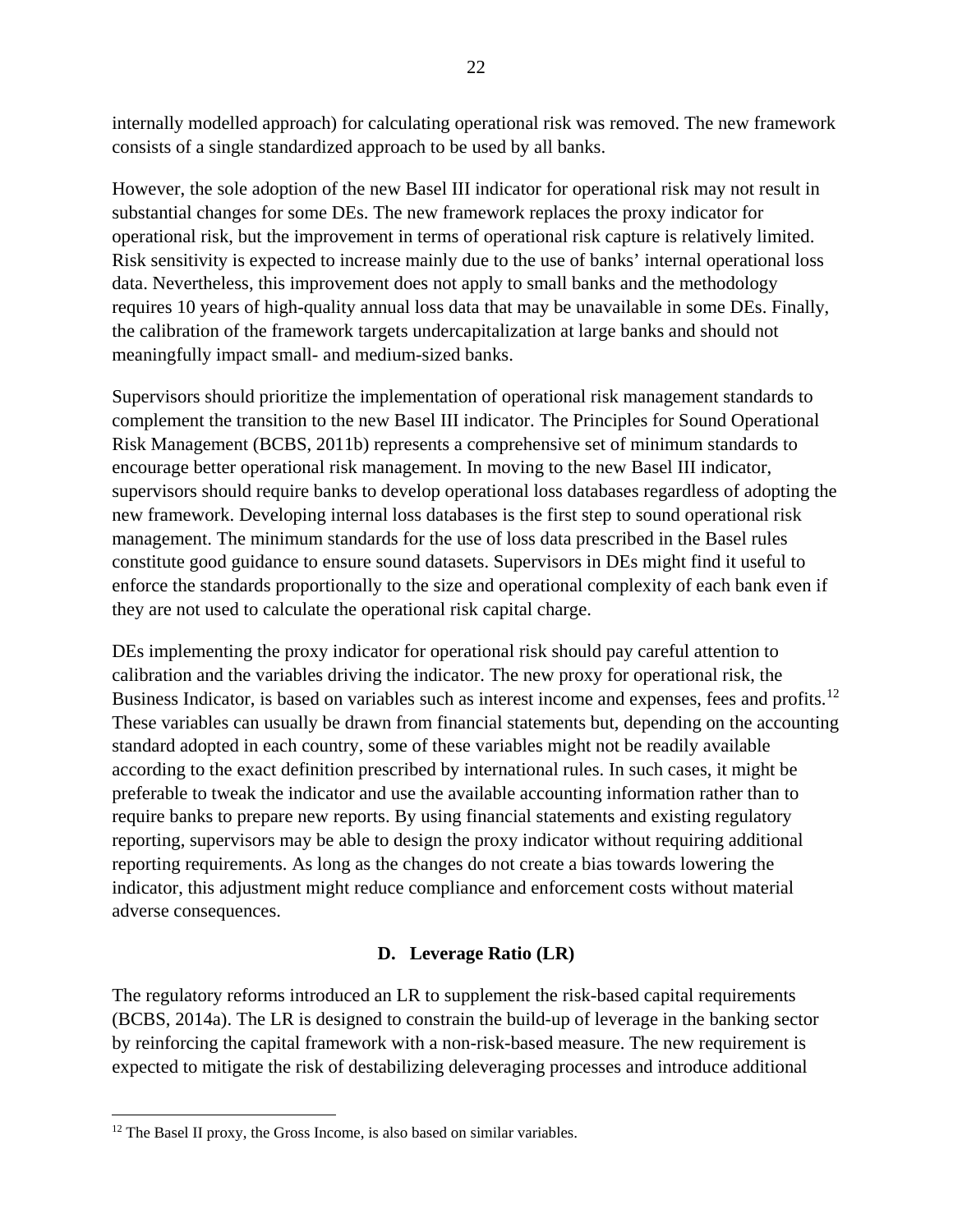internally modelled approach) for calculating operational risk was removed. The new framework consists of a single standardized approach to be used by all banks.

However, the sole adoption of the new Basel III indicator for operational risk may not result in substantial changes for some DEs. The new framework replaces the proxy indicator for operational risk, but the improvement in terms of operational risk capture is relatively limited. Risk sensitivity is expected to increase mainly due to the use of banks' internal operational loss data. Nevertheless, this improvement does not apply to small banks and the methodology requires 10 years of high-quality annual loss data that may be unavailable in some DEs. Finally, the calibration of the framework targets undercapitalization at large banks and should not meaningfully impact small- and medium-sized banks.

Supervisors should prioritize the implementation of operational risk management standards to complement the transition to the new Basel III indicator. The Principles for Sound Operational Risk Management (BCBS, 2011b) represents a comprehensive set of minimum standards to encourage better operational risk management. In moving to the new Basel III indicator, supervisors should require banks to develop operational loss databases regardless of adopting the new framework. Developing internal loss databases is the first step to sound operational risk management. The minimum standards for the use of loss data prescribed in the Basel rules constitute good guidance to ensure sound datasets. Supervisors in DEs might find it useful to enforce the standards proportionally to the size and operational complexity of each bank even if they are not used to calculate the operational risk capital charge.

DEs implementing the proxy indicator for operational risk should pay careful attention to calibration and the variables driving the indicator. The new proxy for operational risk, the Business Indicator, is based on variables such as interest income and expenses, fees and profits.[12] These variables can usually be drawn from financial statements but, depending on the accounting standard adopted in each country, some of these variables might not be readily available according to the exact definition prescribed by international rules. In such cases, it might be preferable to tweak the indicator and use the available accounting information rather than to require banks to prepare new reports. By using financial statements and existing regulatory reporting, supervisors may be able to design the proxy indicator without requiring additional reporting requirements. As long as the changes do not create a bias towards lowering the indicator, this adjustment might reduce compliance and enforcement costs without material adverse consequences.

## D. Leverage Ratio (LR)

The regulatory reforms introduced an LR to supplement the risk-based capital requirements (BCBS, 2014a). The LR is designed to constrain the build-up of leverage in the banking sector by reinforcing the capital framework with a non-risk-based measure. The new requirement is expected to mitigate the risk of destabilizing deleveraging processes and introduce additional

[12] The Basel II proxy, the Gross Income, is also based on similar variables.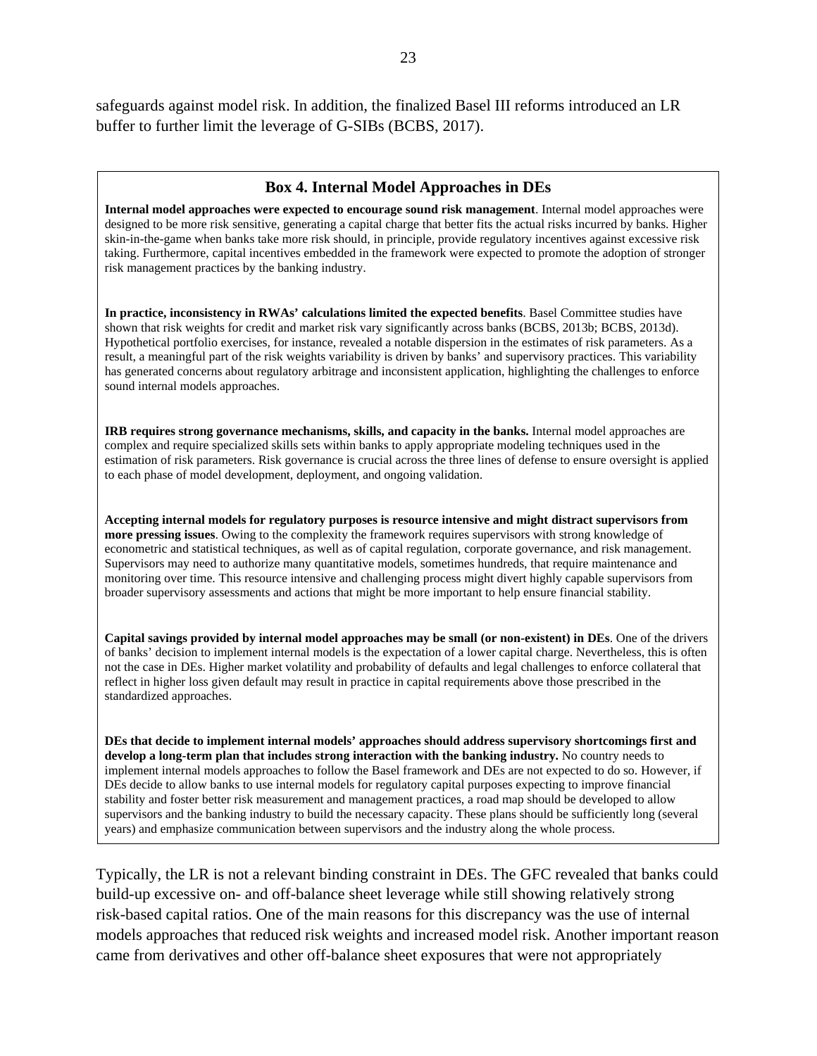safeguards against model risk. In addition, the finalized Basel III reforms introduced an LR buffer to further limit the leverage of G-SIBs (BCBS, 2017).

### Box 4. Internal Model Approaches in DEs

**Internal model approaches were expected to encourage sound risk management**. Internal model approaches were designed to be more risk sensitive, generating a capital charge that better fits the actual risks incurred by banks. Higher skin-in-the-game when banks take more risk should, in principle, provide regulatory incentives against excessive risk taking. Furthermore, capital incentives embedded in the framework were expected to promote the adoption of stronger risk management practices by the banking industry.

**In practice, inconsistency in RWAs' calculations limited the expected benefits**. Basel Committee studies have shown that risk weights for credit and market risk vary significantly across banks (BCBS, 2013b; BCBS, 2013d). Hypothetical portfolio exercises, for instance, revealed a notable dispersion in the estimates of risk parameters. As a result, a meaningful part of the risk weights variability is driven by banks' and supervisory practices. This variability has generated concerns about regulatory arbitrage and inconsistent application, highlighting the challenges to enforce sound internal models approaches.

**IRB requires strong governance mechanisms, skills, and capacity in the banks.** Internal model approaches are complex and require specialized skills sets within banks to apply appropriate modeling techniques used in the estimation of risk parameters. Risk governance is crucial across the three lines of defense to ensure oversight is applied to each phase of model development, deployment, and ongoing validation.

**Accepting internal models for regulatory purposes is resource intensive and might distract supervisors from more pressing issues**. Owing to the complexity the framework requires supervisors with strong knowledge of econometric and statistical techniques, as well as of capital regulation, corporate governance, and risk management. Supervisors may need to authorize many quantitative models, sometimes hundreds, that require maintenance and monitoring over time. This resource intensive and challenging process might divert highly capable supervisors from broader supervisory assessments and actions that might be more important to help ensure financial stability.

**Capital savings provided by internal model approaches may be small (or non-existent) in DEs**. One of the drivers of banks' decision to implement internal models is the expectation of a lower capital charge. Nevertheless, this is often not the case in DEs. Higher market volatility and probability of defaults and legal challenges to enforce collateral that reflect in higher loss given default may result in practice in capital requirements above those prescribed in the standardized approaches.

**DEs that decide to implement internal models' approaches should address supervisory shortcomings first and develop a long-term plan that includes strong interaction with the banking industry.** No country needs to implement internal models approaches to follow the Basel framework and DEs are not expected to do so. However, if DEs decide to allow banks to use internal models for regulatory capital purposes expecting to improve financial stability and foster better risk measurement and management practices, a road map should be developed to allow supervisors and the banking industry to build the necessary capacity. These plans should be sufficiently long (several years) and emphasize communication between supervisors and the industry along the whole process.

Typically, the LR is not a relevant binding constraint in DEs. The GFC revealed that banks could build-up excessive on- and off-balance sheet leverage while still showing relatively strong risk-based capital ratios. One of the main reasons for this discrepancy was the use of internal models approaches that reduced risk weights and increased model risk. Another important reason came from derivatives and other off-balance sheet exposures that were not appropriately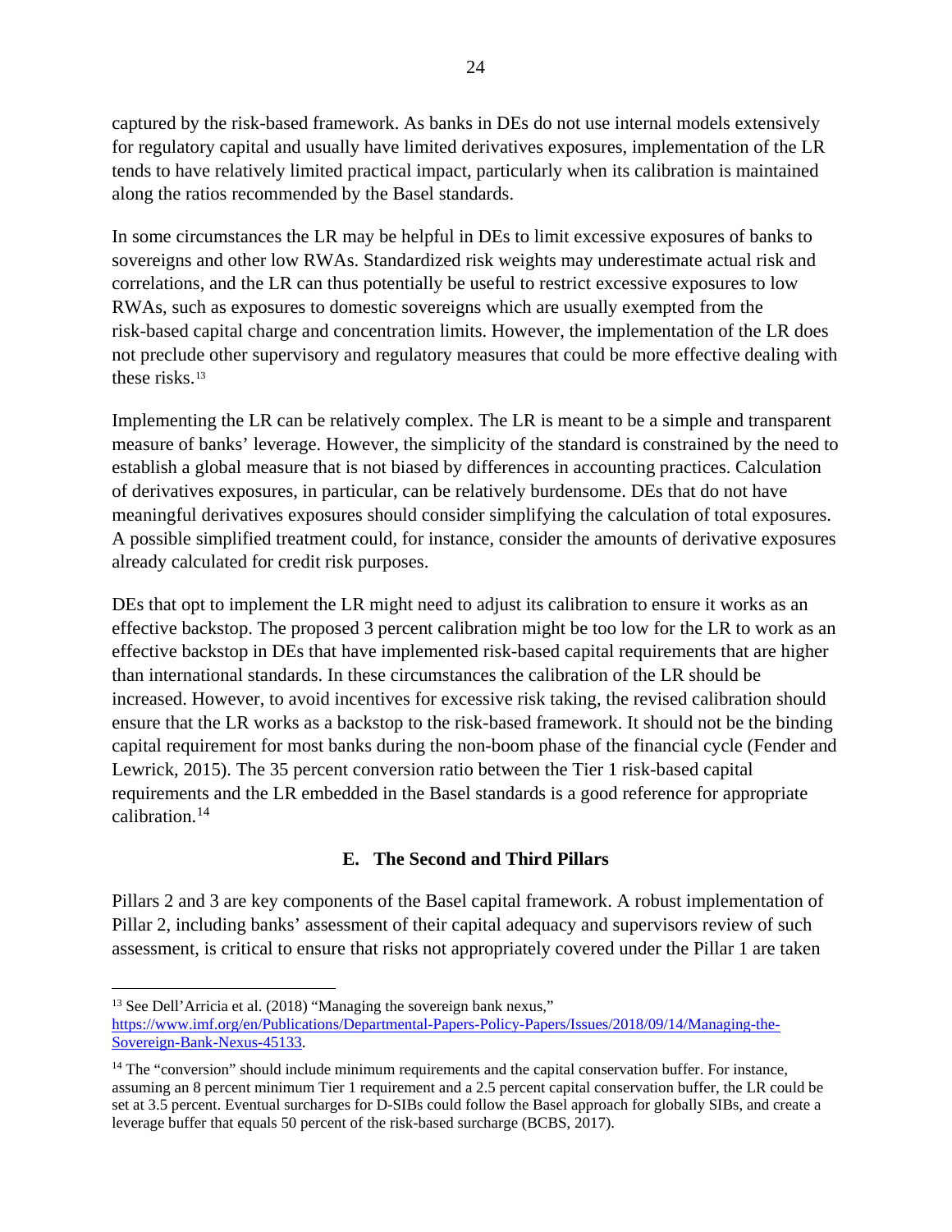captured by the risk-based framework. As banks in DEs do not use internal models extensively for regulatory capital and usually have limited derivatives exposures, implementation of the LR tends to have relatively limited practical impact, particularly when its calibration is maintained along the ratios recommended by the Basel standards.

In some circumstances the LR may be helpful in DEs to limit excessive exposures of banks to sovereigns and other low RWAs. Standardized risk weights may underestimate actual risk and correlations, and the LR can thus potentially be useful to restrict excessive exposures to low RWAs, such as exposures to domestic sovereigns which are usually exempted from the risk-based capital charge and concentration limits. However, the implementation of the LR does not preclude other supervisory and regulatory measures that could be more effective dealing with these risks.[13]

Implementing the LR can be relatively complex. The LR is meant to be a simple and transparent measure of banks' leverage. However, the simplicity of the standard is constrained by the need to establish a global measure that is not biased by differences in accounting practices. Calculation of derivatives exposures, in particular, can be relatively burdensome. DEs that do not have meaningful derivatives exposures should consider simplifying the calculation of total exposures. A possible simplified treatment could, for instance, consider the amounts of derivative exposures already calculated for credit risk purposes.

DEs that opt to implement the LR might need to adjust its calibration to ensure it works as an effective backstop. The proposed 3 percent calibration might be too low for the LR to work as an effective backstop in DEs that have implemented risk-based capital requirements that are higher than international standards. In these circumstances the calibration of the LR should be increased. However, to avoid incentives for excessive risk taking, the revised calibration should ensure that the LR works as a backstop to the risk-based framework. It should not be the binding capital requirement for most banks during the non-boom phase of the financial cycle (Fender and Lewrick, 2015). The 35 percent conversion ratio between the Tier 1 risk-based capital requirements and the LR embedded in the Basel standards is a good reference for appropriate calibration.[14]

## E. The Second and Third Pillars

Pillars 2 and 3 are key components of the Basel capital framework. A robust implementation of Pillar 2, including banks' assessment of their capital adequacy and supervisors review of such assessment, is critical to ensure that risks not appropriately covered under the Pillar 1 are taken

---

[13] See Dell'Arricia et al. (2018) "Managing the sovereign bank nexus," https://www.imf.org/en/Publications/Departmental-Papers-Policy-Papers/Issues/2018/09/14/Managing-the-Sovereign-Bank-Nexus-45133.

[14] The "conversion" should include minimum requirements and the capital conservation buffer. For instance, assuming an 8 percent minimum Tier 1 requirement and a 2.5 percent capital conservation buffer, the LR could be set at 3.5 percent. Eventual surcharges for D-SIBs could follow the Basel approach for globally SIBs, and create a leverage buffer that equals 50 percent of the risk-based surcharge (BCBS, 2017).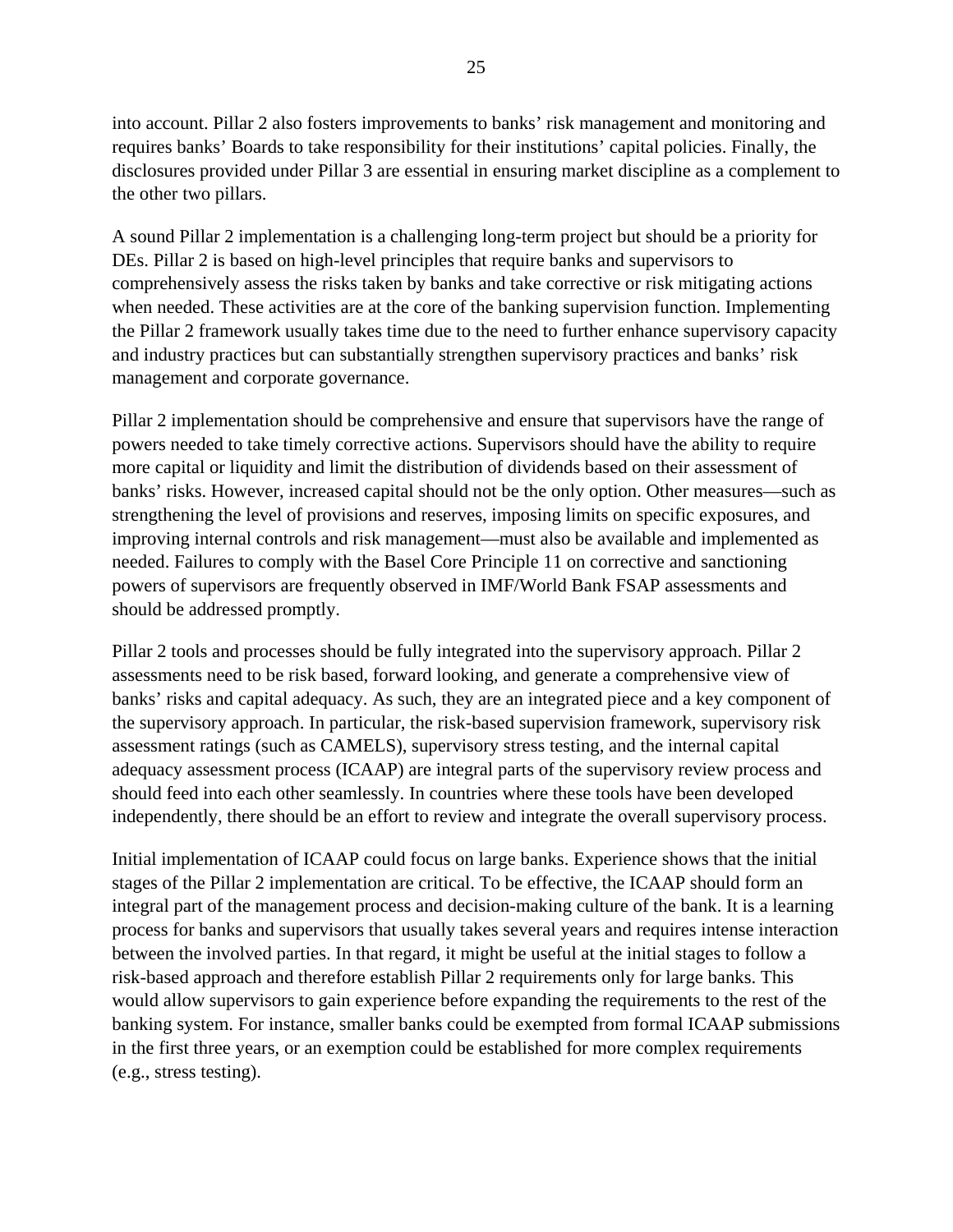into account. Pillar 2 also fosters improvements to banks' risk management and monitoring and requires banks' Boards to take responsibility for their institutions' capital policies. Finally, the disclosures provided under Pillar 3 are essential in ensuring market discipline as a complement to the other two pillars.

A sound Pillar 2 implementation is a challenging long-term project but should be a priority for DEs. Pillar 2 is based on high-level principles that require banks and supervisors to comprehensively assess the risks taken by banks and take corrective or risk mitigating actions when needed. These activities are at the core of the banking supervision function. Implementing the Pillar 2 framework usually takes time due to the need to further enhance supervisory capacity and industry practices but can substantially strengthen supervisory practices and banks' risk management and corporate governance.

Pillar 2 implementation should be comprehensive and ensure that supervisors have the range of powers needed to take timely corrective actions. Supervisors should have the ability to require more capital or liquidity and limit the distribution of dividends based on their assessment of banks' risks. However, increased capital should not be the only option. Other measures—such as strengthening the level of provisions and reserves, imposing limits on specific exposures, and improving internal controls and risk management—must also be available and implemented as needed. Failures to comply with the Basel Core Principle 11 on corrective and sanctioning powers of supervisors are frequently observed in IMF/World Bank FSAP assessments and should be addressed promptly.

Pillar 2 tools and processes should be fully integrated into the supervisory approach. Pillar 2 assessments need to be risk based, forward looking, and generate a comprehensive view of banks' risks and capital adequacy. As such, they are an integrated piece and a key component of the supervisory approach. In particular, the risk-based supervision framework, supervisory risk assessment ratings (such as CAMELS), supervisory stress testing, and the internal capital adequacy assessment process (ICAAP) are integral parts of the supervisory review process and should feed into each other seamlessly. In countries where these tools have been developed independently, there should be an effort to review and integrate the overall supervisory process.

Initial implementation of ICAAP could focus on large banks. Experience shows that the initial stages of the Pillar 2 implementation are critical. To be effective, the ICAAP should form an integral part of the management process and decision-making culture of the bank. It is a learning process for banks and supervisors that usually takes several years and requires intense interaction between the involved parties. In that regard, it might be useful at the initial stages to follow a risk-based approach and therefore establish Pillar 2 requirements only for large banks. This would allow supervisors to gain experience before expanding the requirements to the rest of the banking system. For instance, smaller banks could be exempted from formal ICAAP submissions in the first three years, or an exemption could be established for more complex requirements (e.g., stress testing).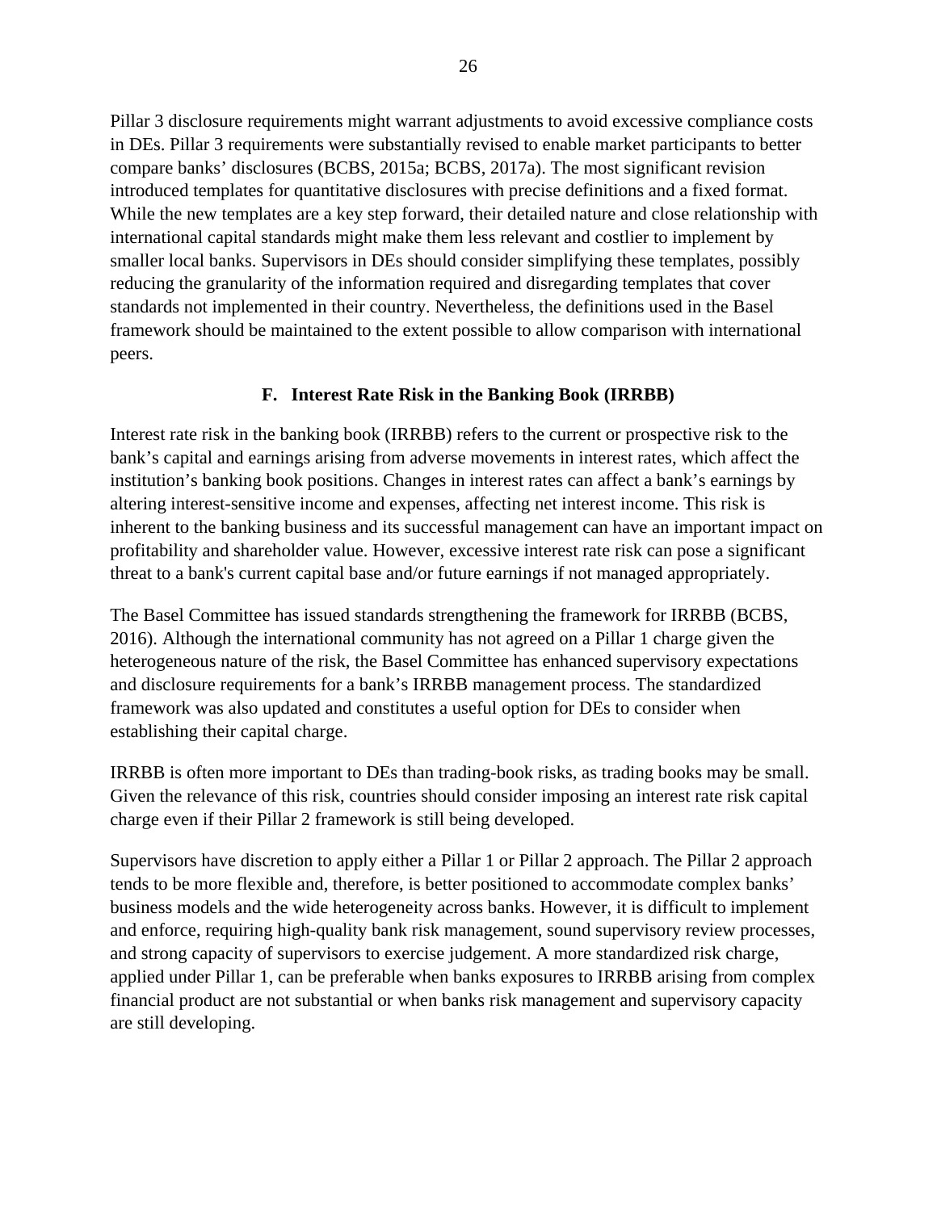Pillar 3 disclosure requirements might warrant adjustments to avoid excessive compliance costs in DEs. Pillar 3 requirements were substantially revised to enable market participants to better compare banks' disclosures (BCBS, 2015a; BCBS, 2017a). The most significant revision introduced templates for quantitative disclosures with precise definitions and a fixed format. While the new templates are a key step forward, their detailed nature and close relationship with international capital standards might make them less relevant and costlier to implement by smaller local banks. Supervisors in DEs should consider simplifying these templates, possibly reducing the granularity of the information required and disregarding templates that cover standards not implemented in their country. Nevertheless, the definitions used in the Basel framework should be maintained to the extent possible to allow comparison with international peers.

### F. Interest Rate Risk in the Banking Book (IRRBB)

Interest rate risk in the banking book (IRRBB) refers to the current or prospective risk to the bank's capital and earnings arising from adverse movements in interest rates, which affect the institution's banking book positions. Changes in interest rates can affect a bank's earnings by altering interest-sensitive income and expenses, affecting net interest income. This risk is inherent to the banking business and its successful management can have an important impact on profitability and shareholder value. However, excessive interest rate risk can pose a significant threat to a bank's current capital base and/or future earnings if not managed appropriately.

The Basel Committee has issued standards strengthening the framework for IRRBB (BCBS, 2016). Although the international community has not agreed on a Pillar 1 charge given the heterogeneous nature of the risk, the Basel Committee has enhanced supervisory expectations and disclosure requirements for a bank's IRRBB management process. The standardized framework was also updated and constitutes a useful option for DEs to consider when establishing their capital charge.

IRRBB is often more important to DEs than trading-book risks, as trading books may be small. Given the relevance of this risk, countries should consider imposing an interest rate risk capital charge even if their Pillar 2 framework is still being developed.

Supervisors have discretion to apply either a Pillar 1 or Pillar 2 approach. The Pillar 2 approach tends to be more flexible and, therefore, is better positioned to accommodate complex banks' business models and the wide heterogeneity across banks. However, it is difficult to implement and enforce, requiring high-quality bank risk management, sound supervisory review processes, and strong capacity of supervisors to exercise judgement. A more standardized risk charge, applied under Pillar 1, can be preferable when banks exposures to IRRBB arising from complex financial product are not substantial or when banks risk management and supervisory capacity are still developing.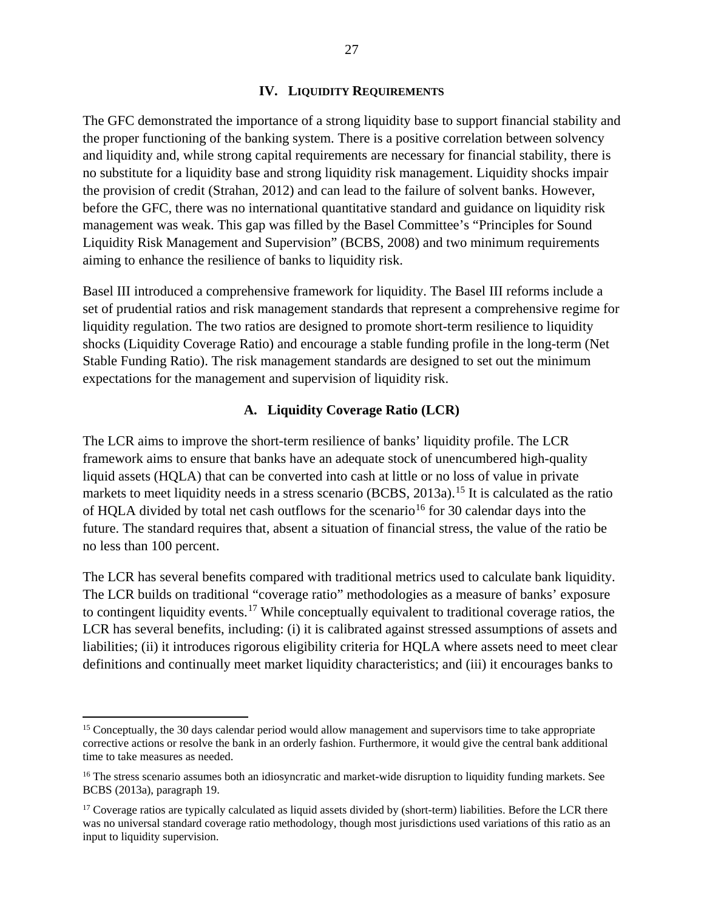## IV. Liquidity Requirements

The GFC demonstrated the importance of a strong liquidity base to support financial stability and the proper functioning of the banking system. There is a positive correlation between solvency and liquidity and, while strong capital requirements are necessary for financial stability, there is no substitute for a liquidity base and strong liquidity risk management. Liquidity shocks impair the provision of credit (Strahan, 2012) and can lead to the failure of solvent banks. However, before the GFC, there was no international quantitative standard and guidance on liquidity risk management was weak. This gap was filled by the Basel Committee's "Principles for Sound Liquidity Risk Management and Supervision" (BCBS, 2008) and two minimum requirements aiming to enhance the resilience of banks to liquidity risk.

Basel III introduced a comprehensive framework for liquidity. The Basel III reforms include a set of prudential ratios and risk management standards that represent a comprehensive regime for liquidity regulation. The two ratios are designed to promote short-term resilience to liquidity shocks (Liquidity Coverage Ratio) and encourage a stable funding profile in the long-term (Net Stable Funding Ratio). The risk management standards are designed to set out the minimum expectations for the management and supervision of liquidity risk.

### A. Liquidity Coverage Ratio (LCR)

The LCR aims to improve the short-term resilience of banks' liquidity profile. The LCR framework aims to ensure that banks have an adequate stock of unencumbered high-quality liquid assets (HQLA) that can be converted into cash at little or no loss of value in private markets to meet liquidity needs in a stress scenario (BCBS, 2013a).[15] It is calculated as the ratio of HQLA divided by total net cash outflows for the scenario[16] for 30 calendar days into the future. The standard requires that, absent a situation of financial stress, the value of the ratio be no less than 100 percent.

The LCR has several benefits compared with traditional metrics used to calculate bank liquidity. The LCR builds on traditional "coverage ratio" methodologies as a measure of banks' exposure to contingent liquidity events.[17] While conceptually equivalent to traditional coverage ratios, the LCR has several benefits, including: (i) it is calibrated against stressed assumptions of assets and liabilities; (ii) it introduces rigorous eligibility criteria for HQLA where assets need to meet clear definitions and continually meet market liquidity characteristics; and (iii) it encourages banks to

---

[15] Conceptually, the 30 days calendar period would allow management and supervisors time to take appropriate corrective actions or resolve the bank in an orderly fashion. Furthermore, it would give the central bank additional time to take measures as needed.

[16] The stress scenario assumes both an idiosyncratic and market-wide disruption to liquidity funding markets. See BCBS (2013a), paragraph 19.

[17] Coverage ratios are typically calculated as liquid assets divided by (short-term) liabilities. Before the LCR there was no universal standard coverage ratio methodology, though most jurisdictions used variations of this ratio as an input to liquidity supervision.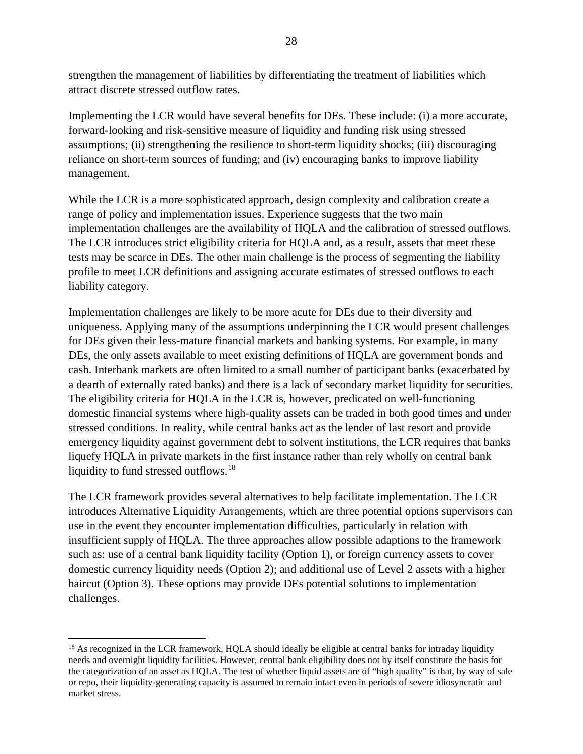strengthen the management of liabilities by differentiating the treatment of liabilities which attract discrete stressed outflow rates.

Implementing the LCR would have several benefits for DEs. These include: (i) a more accurate, forward-looking and risk-sensitive measure of liquidity and funding risk using stressed assumptions; (ii) strengthening the resilience to short-term liquidity shocks; (iii) discouraging reliance on short-term sources of funding; and (iv) encouraging banks to improve liability management.

While the LCR is a more sophisticated approach, design complexity and calibration create a range of policy and implementation issues. Experience suggests that the two main implementation challenges are the availability of HQLA and the calibration of stressed outflows. The LCR introduces strict eligibility criteria for HQLA and, as a result, assets that meet these tests may be scarce in DEs. The other main challenge is the process of segmenting the liability profile to meet LCR definitions and assigning accurate estimates of stressed outflows to each liability category.

Implementation challenges are likely to be more acute for DEs due to their diversity and uniqueness. Applying many of the assumptions underpinning the LCR would present challenges for DEs given their less-mature financial markets and banking systems. For example, in many DEs, the only assets available to meet existing definitions of HQLA are government bonds and cash. Interbank markets are often limited to a small number of participant banks (exacerbated by a dearth of externally rated banks) and there is a lack of secondary market liquidity for securities. The eligibility criteria for HQLA in the LCR is, however, predicated on well-functioning domestic financial systems where high-quality assets can be traded in both good times and under stressed conditions. In reality, while central banks act as the lender of last resort and provide emergency liquidity against government debt to solvent institutions, the LCR requires that banks liquefy HQLA in private markets in the first instance rather than rely wholly on central bank liquidity to fund stressed outflows.[18]

The LCR framework provides several alternatives to help facilitate implementation. The LCR introduces Alternative Liquidity Arrangements, which are three potential options supervisors can use in the event they encounter implementation difficulties, particularly in relation with insufficient supply of HQLA. The three approaches allow possible adaptions to the framework such as: use of a central bank liquidity facility (Option 1), or foreign currency assets to cover domestic currency liquidity needs (Option 2); and additional use of Level 2 assets with a higher haircut (Option 3). These options may provide DEs potential solutions to implementation challenges.

---

[18] As recognized in the LCR framework, HQLA should ideally be eligible at central banks for intraday liquidity needs and overnight liquidity facilities. However, central bank eligibility does not by itself constitute the basis for the categorization of an asset as HQLA. The test of whether liquid assets are of "high quality" is that, by way of sale or repo, their liquidity-generating capacity is assumed to remain intact even in periods of severe idiosyncratic and market stress.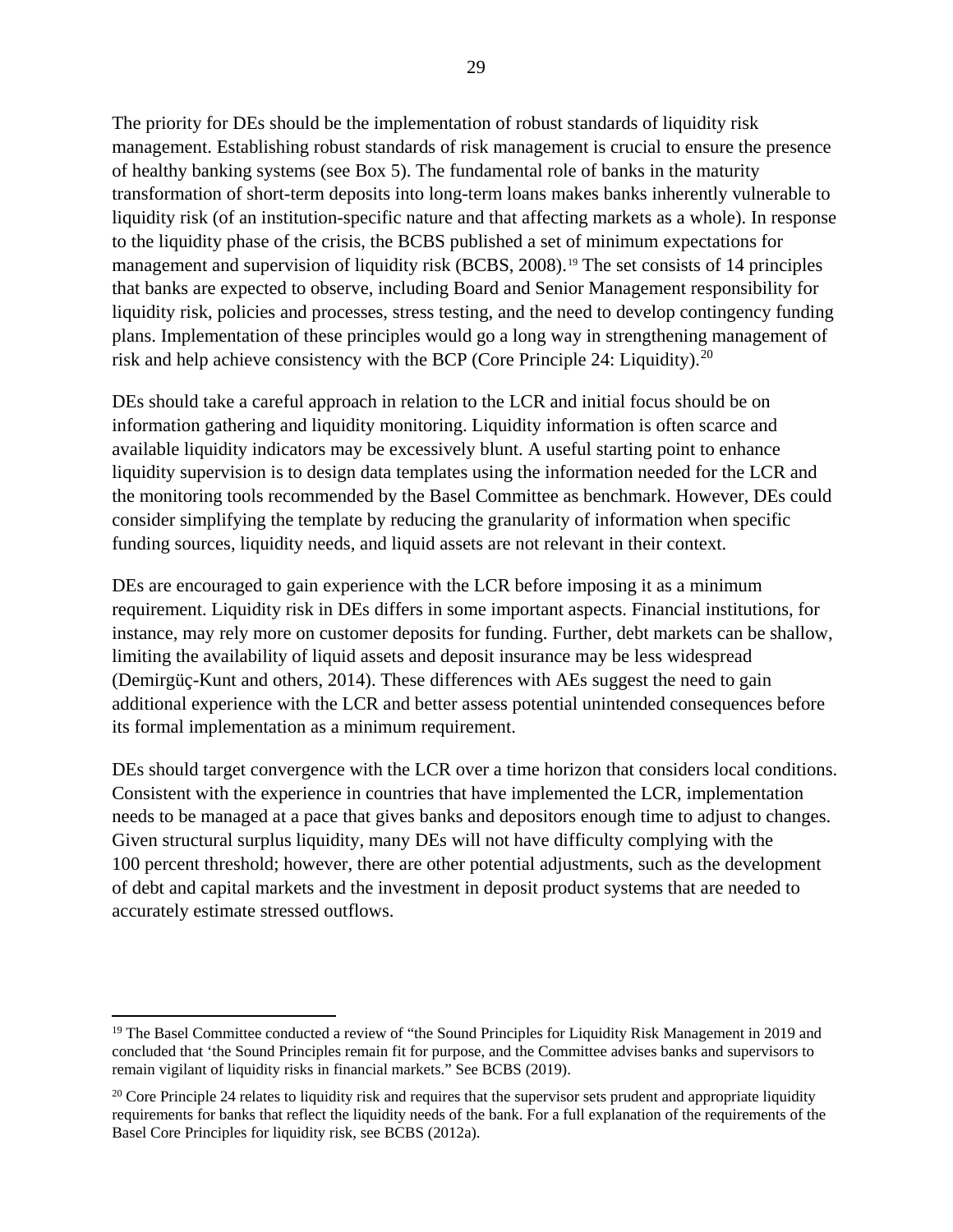The priority for DEs should be the implementation of robust standards of liquidity risk management. Establishing robust standards of risk management is crucial to ensure the presence of healthy banking systems (see Box 5). The fundamental role of banks in the maturity transformation of short-term deposits into long-term loans makes banks inherently vulnerable to liquidity risk (of an institution-specific nature and that affecting markets as a whole). In response to the liquidity phase of the crisis, the BCBS published a set of minimum expectations for management and supervision of liquidity risk (BCBS, 2008).[19] The set consists of 14 principles that banks are expected to observe, including Board and Senior Management responsibility for liquidity risk, policies and processes, stress testing, and the need to develop contingency funding plans. Implementation of these principles would go a long way in strengthening management of risk and help achieve consistency with the BCP (Core Principle 24: Liquidity).[20]

DEs should take a careful approach in relation to the LCR and initial focus should be on information gathering and liquidity monitoring. Liquidity information is often scarce and available liquidity indicators may be excessively blunt. A useful starting point to enhance liquidity supervision is to design data templates using the information needed for the LCR and the monitoring tools recommended by the Basel Committee as benchmark. However, DEs could consider simplifying the template by reducing the granularity of information when specific funding sources, liquidity needs, and liquid assets are not relevant in their context.

DEs are encouraged to gain experience with the LCR before imposing it as a minimum requirement. Liquidity risk in DEs differs in some important aspects. Financial institutions, for instance, may rely more on customer deposits for funding. Further, debt markets can be shallow, limiting the availability of liquid assets and deposit insurance may be less widespread (Demirgüç-Kunt and others, 2014). These differences with AEs suggest the need to gain additional experience with the LCR and better assess potential unintended consequences before its formal implementation as a minimum requirement.

DEs should target convergence with the LCR over a time horizon that considers local conditions. Consistent with the experience in countries that have implemented the LCR, implementation needs to be managed at a pace that gives banks and depositors enough time to adjust to changes. Given structural surplus liquidity, many DEs will not have difficulty complying with the 100 percent threshold; however, there are other potential adjustments, such as the development of debt and capital markets and the investment in deposit product systems that are needed to accurately estimate stressed outflows.

---

[19] The Basel Committee conducted a review of "the Sound Principles for Liquidity Risk Management in 2019 and concluded that 'the Sound Principles remain fit for purpose, and the Committee advises banks and supervisors to remain vigilant of liquidity risks in financial markets." See BCBS (2019).

[20] Core Principle 24 relates to liquidity risk and requires that the supervisor sets prudent and appropriate liquidity requirements for banks that reflect the liquidity needs of the bank. For a full explanation of the requirements of the Basel Core Principles for liquidity risk, see BCBS (2012a).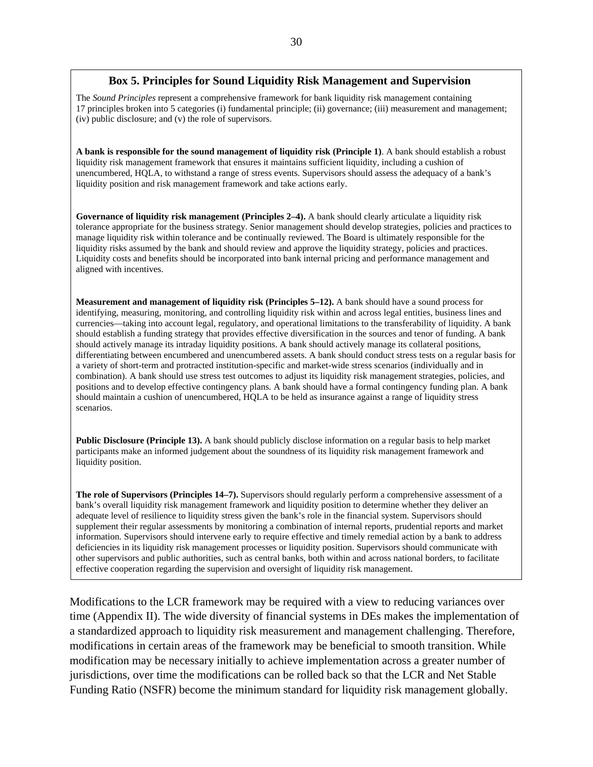### Box 5. Principles for Sound Liquidity Risk Management and Supervision

The *Sound Principles* represent a comprehensive framework for bank liquidity risk management containing 17 principles broken into 5 categories (i) fundamental principle; (ii) governance; (iii) measurement and management; (iv) public disclosure; and (v) the role of supervisors.

**A bank is responsible for the sound management of liquidity risk (Principle 1)**. A bank should establish a robust liquidity risk management framework that ensures it maintains sufficient liquidity, including a cushion of unencumbered, HQLA, to withstand a range of stress events. Supervisors should assess the adequacy of a bank's liquidity position and risk management framework and take actions early.

**Governance of liquidity risk management (Principles 2–4).** A bank should clearly articulate a liquidity risk tolerance appropriate for the business strategy. Senior management should develop strategies, policies and practices to manage liquidity risk within tolerance and be continually reviewed. The Board is ultimately responsible for the liquidity risks assumed by the bank and should review and approve the liquidity strategy, policies and practices. Liquidity costs and benefits should be incorporated into bank internal pricing and performance management and aligned with incentives.

**Measurement and management of liquidity risk (Principles 5–12).** A bank should have a sound process for identifying, measuring, monitoring, and controlling liquidity risk within and across legal entities, business lines and currencies—taking into account legal, regulatory, and operational limitations to the transferability of liquidity. A bank should establish a funding strategy that provides effective diversification in the sources and tenor of funding. A bank should actively manage its intraday liquidity positions. A bank should actively manage its collateral positions, differentiating between encumbered and unencumbered assets. A bank should conduct stress tests on a regular basis for a variety of short-term and protracted institution-specific and market-wide stress scenarios (individually and in combination). A bank should use stress test outcomes to adjust its liquidity risk management strategies, policies, and positions and to develop effective contingency plans. A bank should have a formal contingency funding plan. A bank should maintain a cushion of unencumbered, HQLA to be held as insurance against a range of liquidity stress scenarios.

**Public Disclosure (Principle 13).** A bank should publicly disclose information on a regular basis to help market participants make an informed judgement about the soundness of its liquidity risk management framework and liquidity position.

**The role of Supervisors (Principles 14–7).** Supervisors should regularly perform a comprehensive assessment of a bank's overall liquidity risk management framework and liquidity position to determine whether they deliver an adequate level of resilience to liquidity stress given the bank's role in the financial system. Supervisors should supplement their regular assessments by monitoring a combination of internal reports, prudential reports and market information. Supervisors should intervene early to require effective and timely remedial action by a bank to address deficiencies in its liquidity risk management processes or liquidity position. Supervisors should communicate with other supervisors and public authorities, such as central banks, both within and across national borders, to facilitate effective cooperation regarding the supervision and oversight of liquidity risk management.

Modifications to the LCR framework may be required with a view to reducing variances over time (Appendix II). The wide diversity of financial systems in DEs makes the implementation of a standardized approach to liquidity risk measurement and management challenging. Therefore, modifications in certain areas of the framework may be beneficial to smooth transition. While modification may be necessary initially to achieve implementation across a greater number of jurisdictions, over time the modifications can be rolled back so that the LCR and Net Stable Funding Ratio (NSFR) become the minimum standard for liquidity risk management globally.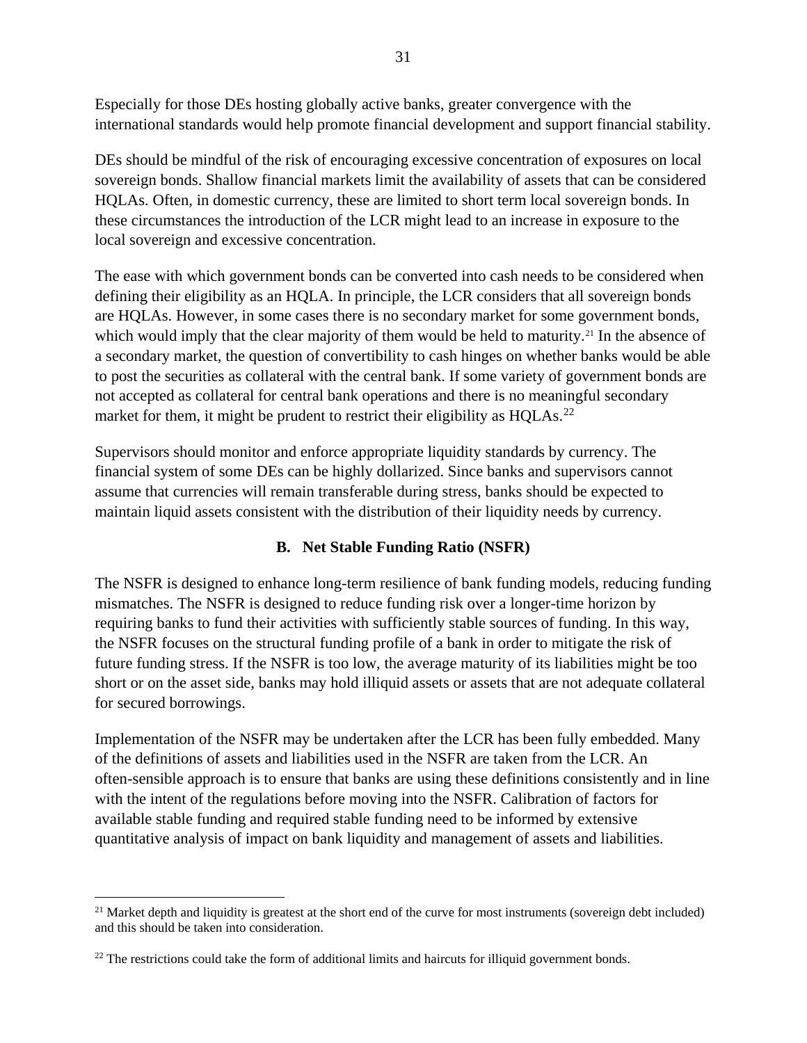Especially for those DEs hosting globally active banks, greater convergence with the international standards would help promote financial development and support financial stability.

DEs should be mindful of the risk of encouraging excessive concentration of exposures on local sovereign bonds. Shallow financial markets limit the availability of assets that can be considered HQLAs. Often, in domestic currency, these are limited to short term local sovereign bonds. In these circumstances the introduction of the LCR might lead to an increase in exposure to the local sovereign and excessive concentration.

The ease with which government bonds can be converted into cash needs to be considered when defining their eligibility as an HQLA. In principle, the LCR considers that all sovereign bonds are HQLAs. However, in some cases there is no secondary market for some government bonds, which would imply that the clear majority of them would be held to maturity.[21] In the absence of a secondary market, the question of convertibility to cash hinges on whether banks would be able to post the securities as collateral with the central bank. If some variety of government bonds are not accepted as collateral for central bank operations and there is no meaningful secondary market for them, it might be prudent to restrict their eligibility as HQLAs.[22]

Supervisors should monitor and enforce appropriate liquidity standards by currency. The financial system of some DEs can be highly dollarized. Since banks and supervisors cannot assume that currencies will remain transferable during stress, banks should be expected to maintain liquid assets consistent with the distribution of their liquidity needs by currency.

## B. Net Stable Funding Ratio (NSFR)

The NSFR is designed to enhance long-term resilience of bank funding models, reducing funding mismatches. The NSFR is designed to reduce funding risk over a longer-time horizon by requiring banks to fund their activities with sufficiently stable sources of funding. In this way, the NSFR focuses on the structural funding profile of a bank in order to mitigate the risk of future funding stress. If the NSFR is too low, the average maturity of its liabilities might be too short or on the asset side, banks may hold illiquid assets or assets that are not adequate collateral for secured borrowings.

Implementation of the NSFR may be undertaken after the LCR has been fully embedded. Many of the definitions of assets and liabilities used in the NSFR are taken from the LCR. An often-sensible approach is to ensure that banks are using these definitions consistently and in line with the intent of the regulations before moving into the NSFR. Calibration of factors for available stable funding and required stable funding need to be informed by extensive quantitative analysis of impact on bank liquidity and management of assets and liabilities.

---

[21] Market depth and liquidity is greatest at the short end of the curve for most instruments (sovereign debt included) and this should be taken into consideration.

[22] The restrictions could take the form of additional limits and haircuts for illiquid government bonds.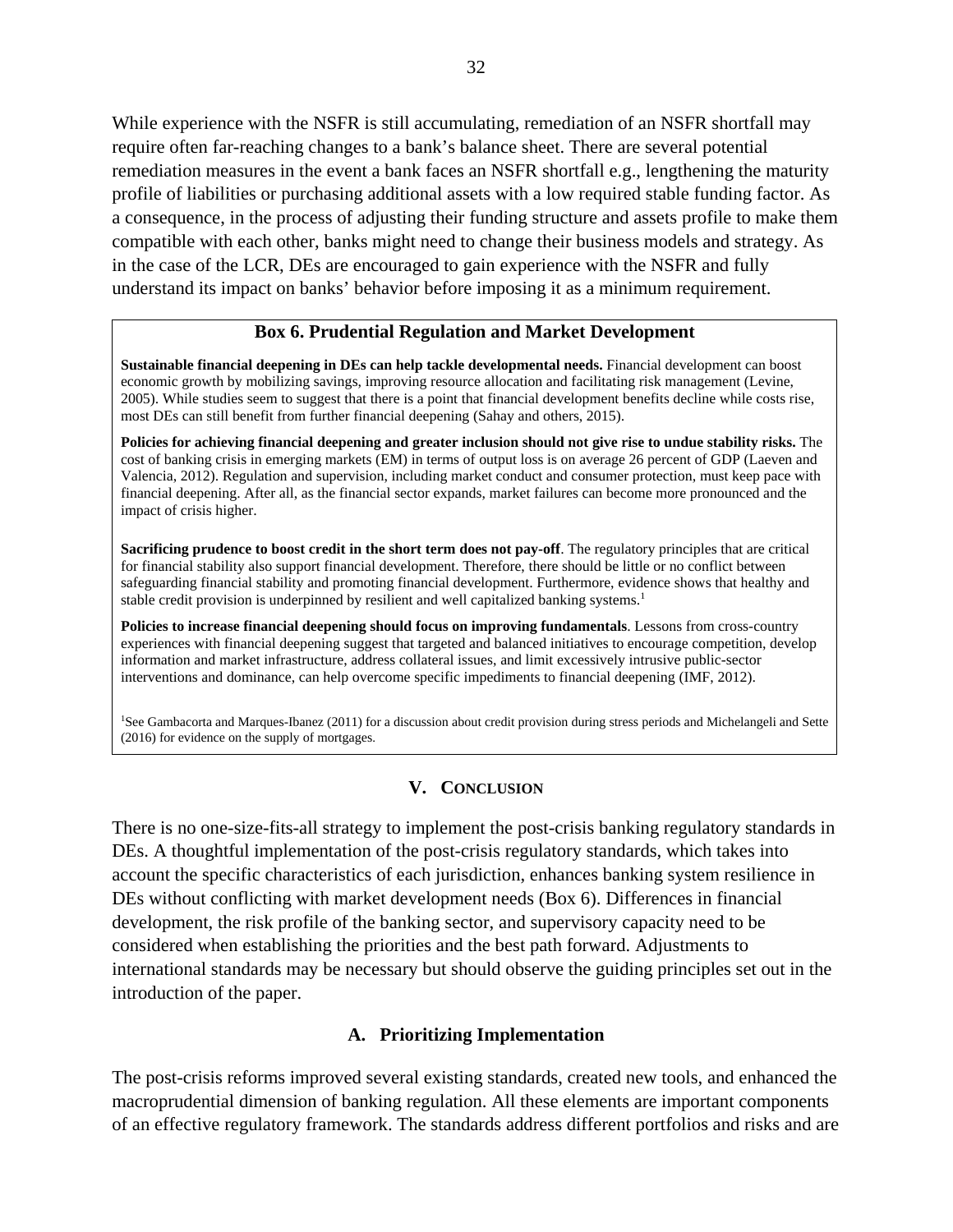While experience with the NSFR is still accumulating, remediation of an NSFR shortfall may require often far-reaching changes to a bank's balance sheet. There are several potential remediation measures in the event a bank faces an NSFR shortfall e.g., lengthening the maturity profile of liabilities or purchasing additional assets with a low required stable funding factor. As a consequence, in the process of adjusting their funding structure and assets profile to make them compatible with each other, banks might need to change their business models and strategy. As in the case of the LCR, DEs are encouraged to gain experience with the NSFR and fully understand its impact on banks' behavior before imposing it as a minimum requirement.

### Box 6. Prudential Regulation and Market Development

**Sustainable financial deepening in DEs can help tackle developmental needs.** Financial development can boost economic growth by mobilizing savings, improving resource allocation and facilitating risk management (Levine, 2005). While studies seem to suggest that there is a point that financial development benefits decline while costs rise, most DEs can still benefit from further financial deepening (Sahay and others, 2015).

**Policies for achieving financial deepening and greater inclusion should not give rise to undue stability risks.** The cost of banking crisis in emerging markets (EM) in terms of output loss is on average 26 percent of GDP (Laeven and Valencia, 2012). Regulation and supervision, including market conduct and consumer protection, must keep pace with financial deepening. After all, as the financial sector expands, market failures can become more pronounced and the impact of crisis higher.

**Sacrificing prudence to boost credit in the short term does not pay-off**. The regulatory principles that are critical for financial stability also support financial development. Therefore, there should be little or no conflict between safeguarding financial stability and promoting financial development. Furthermore, evidence shows that healthy and stable credit provision is underpinned by resilient and well capitalized banking systems.[1]

**Policies to increase financial deepening should focus on improving fundamentals**. Lessons from cross-country experiences with financial deepening suggest that targeted and balanced initiatives to encourage competition, develop information and market infrastructure, address collateral issues, and limit excessively intrusive public-sector interventions and dominance, can help overcome specific impediments to financial deepening (IMF, 2012).

[1]See Gambacorta and Marques-Ibanez (2011) for a discussion about credit provision during stress periods and Michelangeli and Sette (2016) for evidence on the supply of mortgages.

## V. Conclusion

There is no one-size-fits-all strategy to implement the post-crisis banking regulatory standards in DEs. A thoughtful implementation of the post-crisis regulatory standards, which takes into account the specific characteristics of each jurisdiction, enhances banking system resilience in DEs without conflicting with market development needs (Box 6). Differences in financial development, the risk profile of the banking sector, and supervisory capacity need to be considered when establishing the priorities and the best path forward. Adjustments to international standards may be necessary but should observe the guiding principles set out in the introduction of the paper.

### A. Prioritizing Implementation

The post-crisis reforms improved several existing standards, created new tools, and enhanced the macroprudential dimension of banking regulation. All these elements are important components of an effective regulatory framework. The standards address different portfolios and risks and are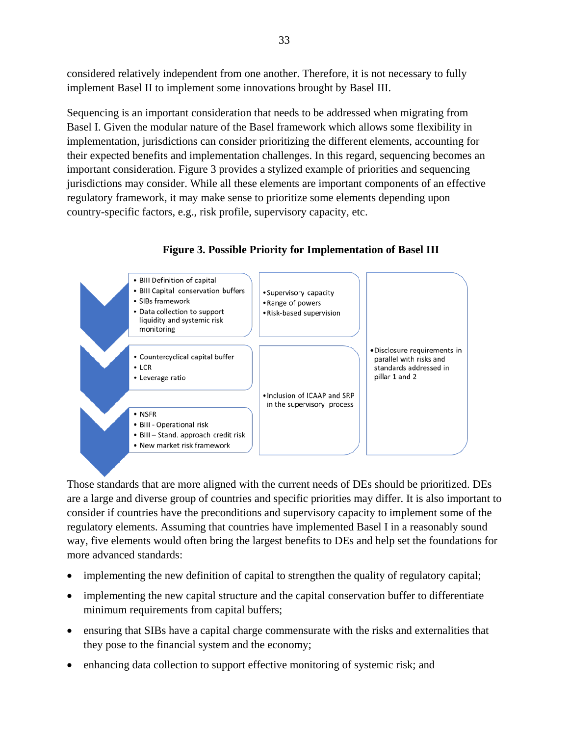considered relatively independent from one another. Therefore, it is not necessary to fully implement Basel II to implement some innovations brought by Basel III.

Sequencing is an important consideration that needs to be addressed when migrating from Basel I. Given the modular nature of the Basel framework which allows some flexibility in implementation, jurisdictions can consider prioritizing the different elements, accounting for their expected benefits and implementation challenges. In this regard, sequencing becomes an important consideration. Figure 3 provides a stylized example of priorities and sequencing jurisdictions may consider. While all these elements are important components of an effective regulatory framework, it may make sense to prioritize some elements depending upon country-specific factors, e.g., risk profile, supervisory capacity, etc.

**Figure 3. Possible Priority for Implementation of Basel III**

- BIII Definition of capital
- BIII Capital conservation buffers
- SIBs framework
- Data collection to support liquidity and systemic risk monitoring

- Supervisory capacity
- Range of powers
- Risk-based supervision

- Countercyclical capital buffer
- LCR
- Leverage ratio

- NSFR
- BIII - Operational risk
- BIII – Stand. approach credit risk
- New market risk framework

- Inclusion of ICAAP and SRP in the supervisory process

- Disclosure requirements in parallel with risks and standards addressed in pillar 1 and 2

Those standards that are more aligned with the current needs of DEs should be prioritized. DEs are a large and diverse group of countries and specific priorities may differ. It is also important to consider if countries have the preconditions and supervisory capacity to implement some of the regulatory elements. Assuming that countries have implemented Basel I in a reasonably sound way, five elements would often bring the largest benefits to DEs and help set the foundations for more advanced standards:

- implementing the new definition of capital to strengthen the quality of regulatory capital;
- implementing the new capital structure and the capital conservation buffer to differentiate minimum requirements from capital buffers;
- ensuring that SIBs have a capital charge commensurate with the risks and externalities that they pose to the financial system and the economy;
- enhancing data collection to support effective monitoring of systemic risk; and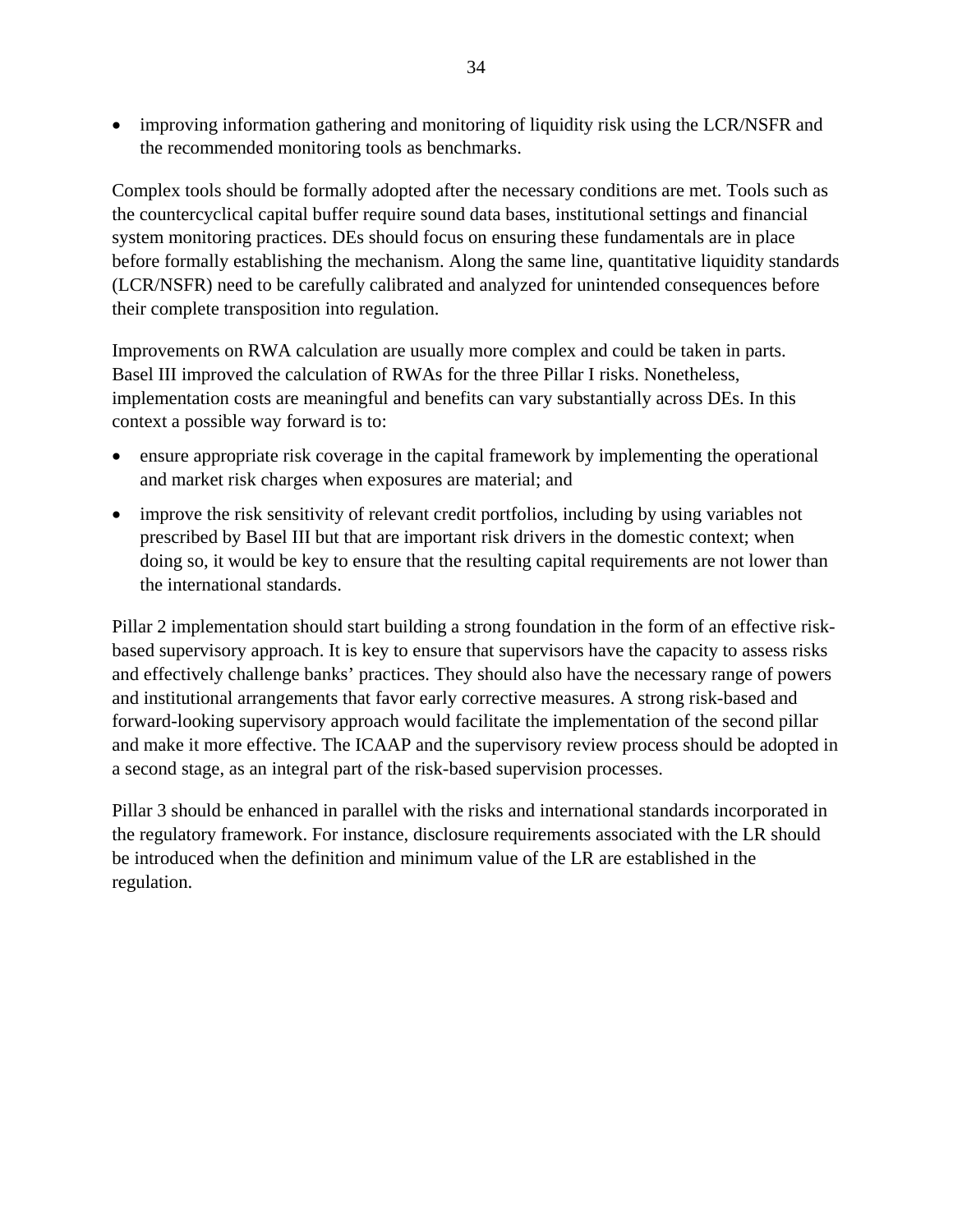- improving information gathering and monitoring of liquidity risk using the LCR/NSFR and the recommended monitoring tools as benchmarks.

Complex tools should be formally adopted after the necessary conditions are met. Tools such as the countercyclical capital buffer require sound data bases, institutional settings and financial system monitoring practices. DEs should focus on ensuring these fundamentals are in place before formally establishing the mechanism. Along the same line, quantitative liquidity standards (LCR/NSFR) need to be carefully calibrated and analyzed for unintended consequences before their complete transposition into regulation.

Improvements on RWA calculation are usually more complex and could be taken in parts. Basel III improved the calculation of RWAs for the three Pillar I risks. Nonetheless, implementation costs are meaningful and benefits can vary substantially across DEs. In this context a possible way forward is to:

- ensure appropriate risk coverage in the capital framework by implementing the operational and market risk charges when exposures are material; and
- improve the risk sensitivity of relevant credit portfolios, including by using variables not prescribed by Basel III but that are important risk drivers in the domestic context; when doing so, it would be key to ensure that the resulting capital requirements are not lower than the international standards.

Pillar 2 implementation should start building a strong foundation in the form of an effective risk-based supervisory approach. It is key to ensure that supervisors have the capacity to assess risks and effectively challenge banks' practices. They should also have the necessary range of powers and institutional arrangements that favor early corrective measures. A strong risk-based and forward-looking supervisory approach would facilitate the implementation of the second pillar and make it more effective. The ICAAP and the supervisory review process should be adopted in a second stage, as an integral part of the risk-based supervision processes.

Pillar 3 should be enhanced in parallel with the risks and international standards incorporated in the regulatory framework. For instance, disclosure requirements associated with the LR should be introduced when the definition and minimum value of the LR are established in the regulation.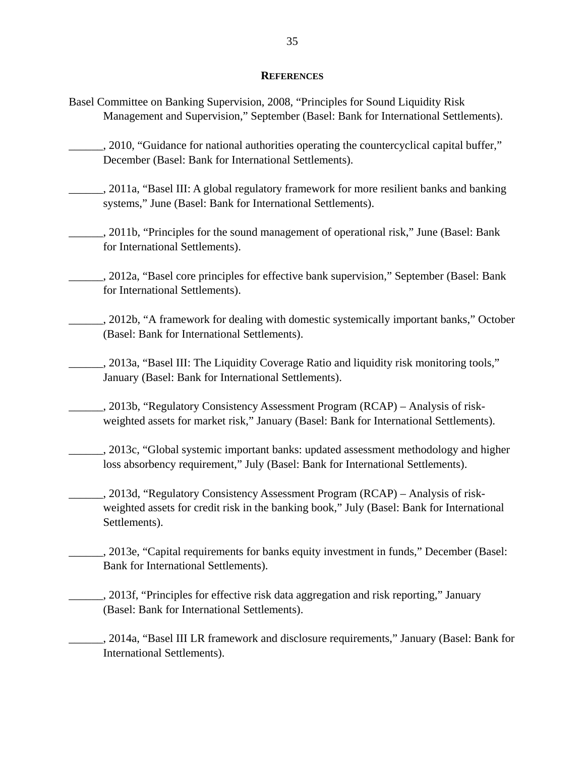## REFERENCES

Basel Committee on Banking Supervision, 2008, "Principles for Sound Liquidity Risk Management and Supervision," September (Basel: Bank for International Settlements).

______, 2010, "Guidance for national authorities operating the countercyclical capital buffer," December (Basel: Bank for International Settlements).

______, 2011a, "Basel III: A global regulatory framework for more resilient banks and banking systems," June (Basel: Bank for International Settlements).

______, 2011b, "Principles for the sound management of operational risk," June (Basel: Bank for International Settlements).

______, 2012a, "Basel core principles for effective bank supervision," September (Basel: Bank for International Settlements).

______, 2012b, "A framework for dealing with domestic systemically important banks," October (Basel: Bank for International Settlements).

______, 2013a, "Basel III: The Liquidity Coverage Ratio and liquidity risk monitoring tools," January (Basel: Bank for International Settlements).

______, 2013b, "Regulatory Consistency Assessment Program (RCAP) – Analysis of risk-weighted assets for market risk," January (Basel: Bank for International Settlements).

______, 2013c, "Global systemic important banks: updated assessment methodology and higher loss absorbency requirement," July (Basel: Bank for International Settlements).

______, 2013d, "Regulatory Consistency Assessment Program (RCAP) – Analysis of risk-weighted assets for credit risk in the banking book," July (Basel: Bank for International Settlements).

______, 2013e, "Capital requirements for banks equity investment in funds," December (Basel: Bank for International Settlements).

______, 2013f, "Principles for effective risk data aggregation and risk reporting," January (Basel: Bank for International Settlements).

______, 2014a, "Basel III LR framework and disclosure requirements," January (Basel: Bank for International Settlements).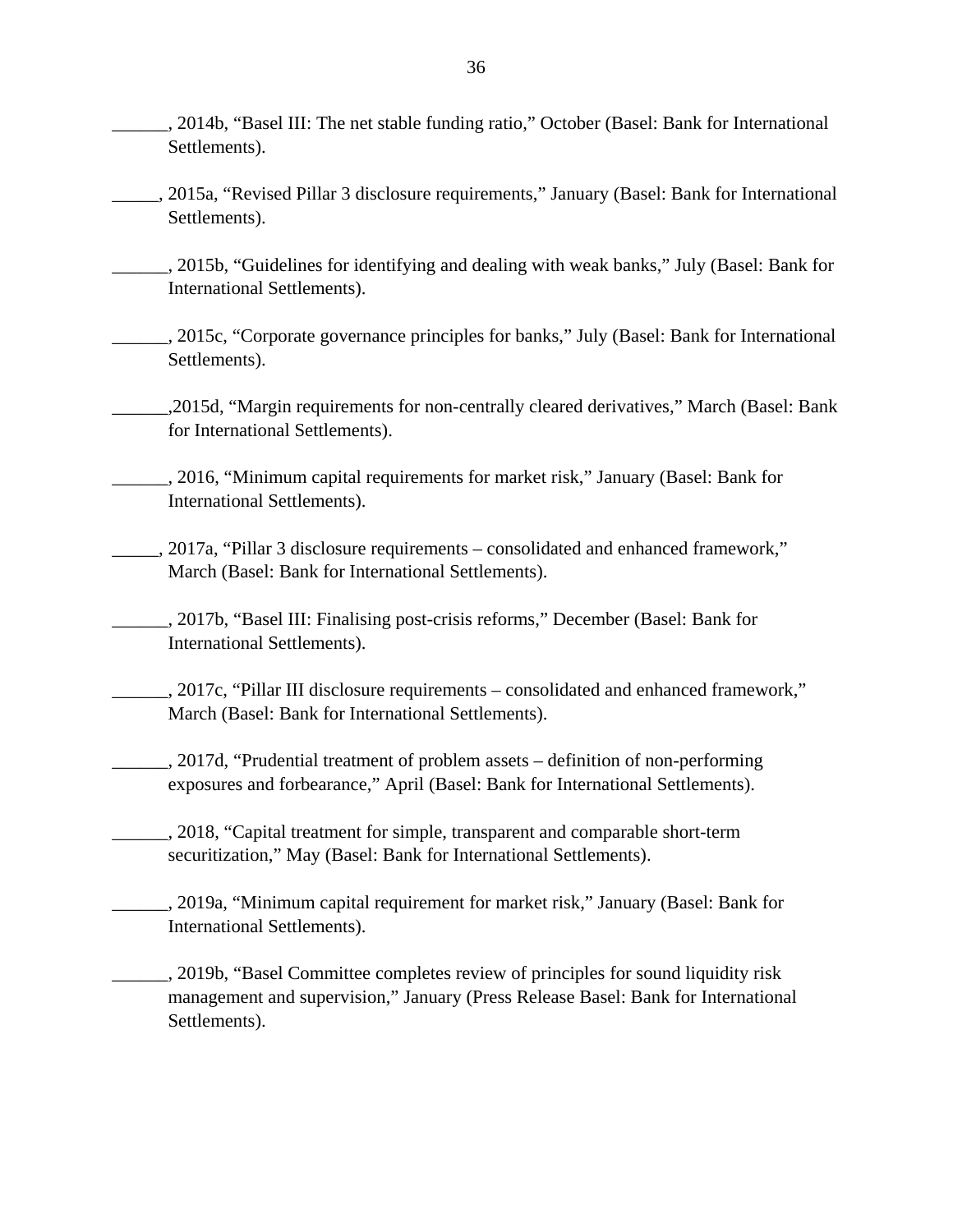______, 2014b, “Basel III: The net stable funding ratio,” October (Basel: Bank for International Settlements).

_____, 2015a, “Revised Pillar 3 disclosure requirements,” January (Basel: Bank for International Settlements).

______, 2015b, “Guidelines for identifying and dealing with weak banks,” July (Basel: Bank for International Settlements).

______, 2015c, “Corporate governance principles for banks,” July (Basel: Bank for International Settlements).

______,2015d, “Margin requirements for non-centrally cleared derivatives,” March (Basel: Bank for International Settlements).

______, 2016, “Minimum capital requirements for market risk,” January (Basel: Bank for International Settlements).

_____, 2017a, “Pillar 3 disclosure requirements – consolidated and enhanced framework,” March (Basel: Bank for International Settlements).

______, 2017b, “Basel III: Finalising post-crisis reforms,” December (Basel: Bank for International Settlements).

______, 2017c, “Pillar III disclosure requirements – consolidated and enhanced framework,” March (Basel: Bank for International Settlements).

______, 2017d, “Prudential treatment of problem assets – definition of non-performing exposures and forbearance,” April (Basel: Bank for International Settlements).

______, 2018, “Capital treatment for simple, transparent and comparable short-term securitization,” May (Basel: Bank for International Settlements).

______, 2019a, “Minimum capital requirement for market risk,” January (Basel: Bank for International Settlements).

______, 2019b, “Basel Committee completes review of principles for sound liquidity risk management and supervision,” January (Press Release Basel: Bank for International Settlements).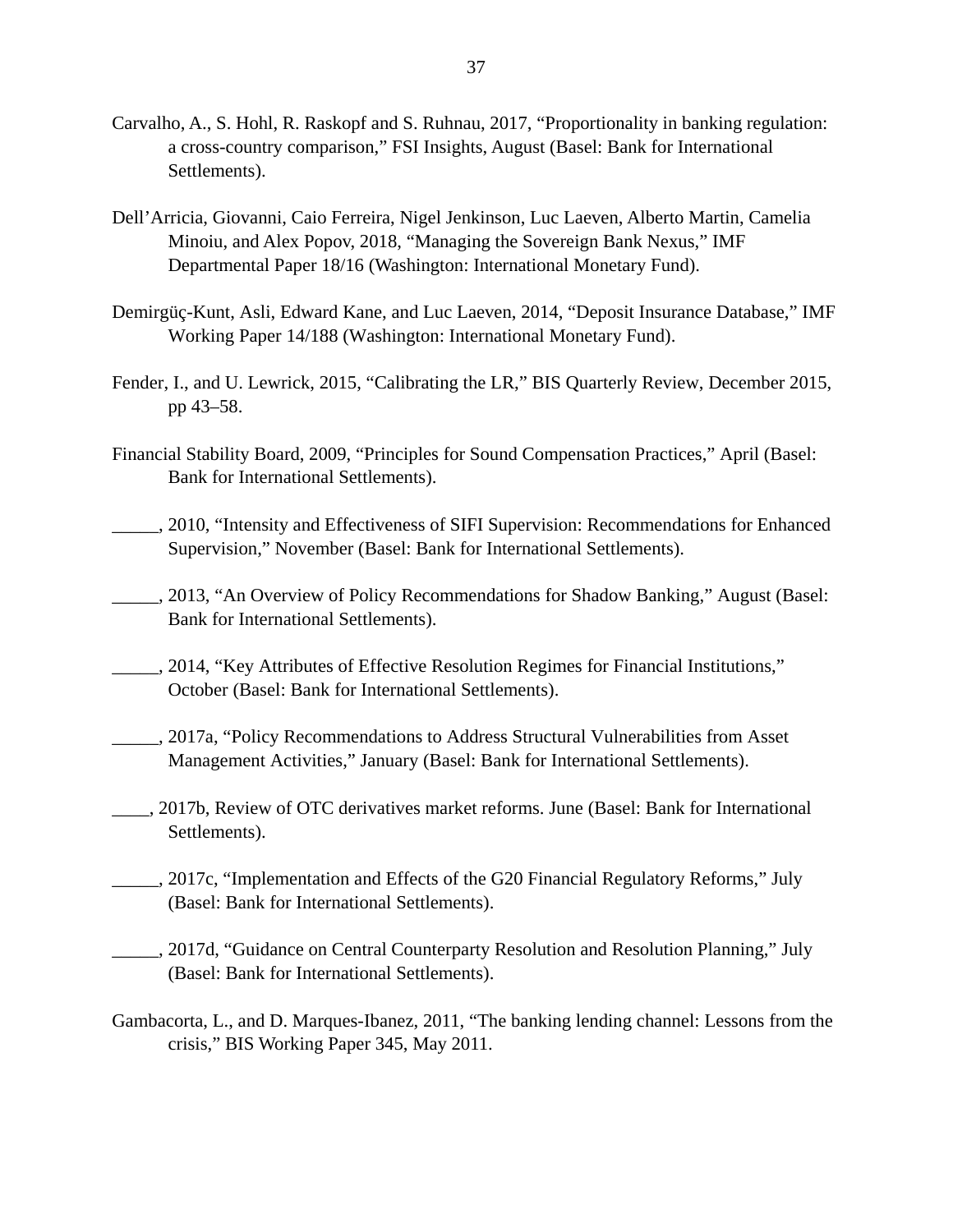Carvalho, A., S. Hohl, R. Raskopf and S. Ruhnau, 2017, "Proportionality in banking regulation: a cross-country comparison," FSI Insights, August (Basel: Bank for International Settlements).

Dell'Arricia, Giovanni, Caio Ferreira, Nigel Jenkinson, Luc Laeven, Alberto Martin, Camelia Minoiu, and Alex Popov, 2018, "Managing the Sovereign Bank Nexus," IMF Departmental Paper 18/16 (Washington: International Monetary Fund).

Demirgüç-Kunt, Asli, Edward Kane, and Luc Laeven, 2014, "Deposit Insurance Database," IMF Working Paper 14/188 (Washington: International Monetary Fund).

Fender, I., and U. Lewrick, 2015, "Calibrating the LR," BIS Quarterly Review, December 2015, pp 43–58.

Financial Stability Board, 2009, "Principles for Sound Compensation Practices," April (Basel: Bank for International Settlements).

_____, 2010, "Intensity and Effectiveness of SIFI Supervision: Recommendations for Enhanced Supervision," November (Basel: Bank for International Settlements).

_____, 2013, "An Overview of Policy Recommendations for Shadow Banking," August (Basel: Bank for International Settlements).

_____, 2014, "Key Attributes of Effective Resolution Regimes for Financial Institutions," October (Basel: Bank for International Settlements).

_____, 2017a, "Policy Recommendations to Address Structural Vulnerabilities from Asset Management Activities," January (Basel: Bank for International Settlements).

____, 2017b, Review of OTC derivatives market reforms. June (Basel: Bank for International Settlements).

_____, 2017c, "Implementation and Effects of the G20 Financial Regulatory Reforms," July (Basel: Bank for International Settlements).

_____, 2017d, "Guidance on Central Counterparty Resolution and Resolution Planning," July (Basel: Bank for International Settlements).

Gambacorta, L., and D. Marques-Ibanez, 2011, "The banking lending channel: Lessons from the crisis," BIS Working Paper 345, May 2011.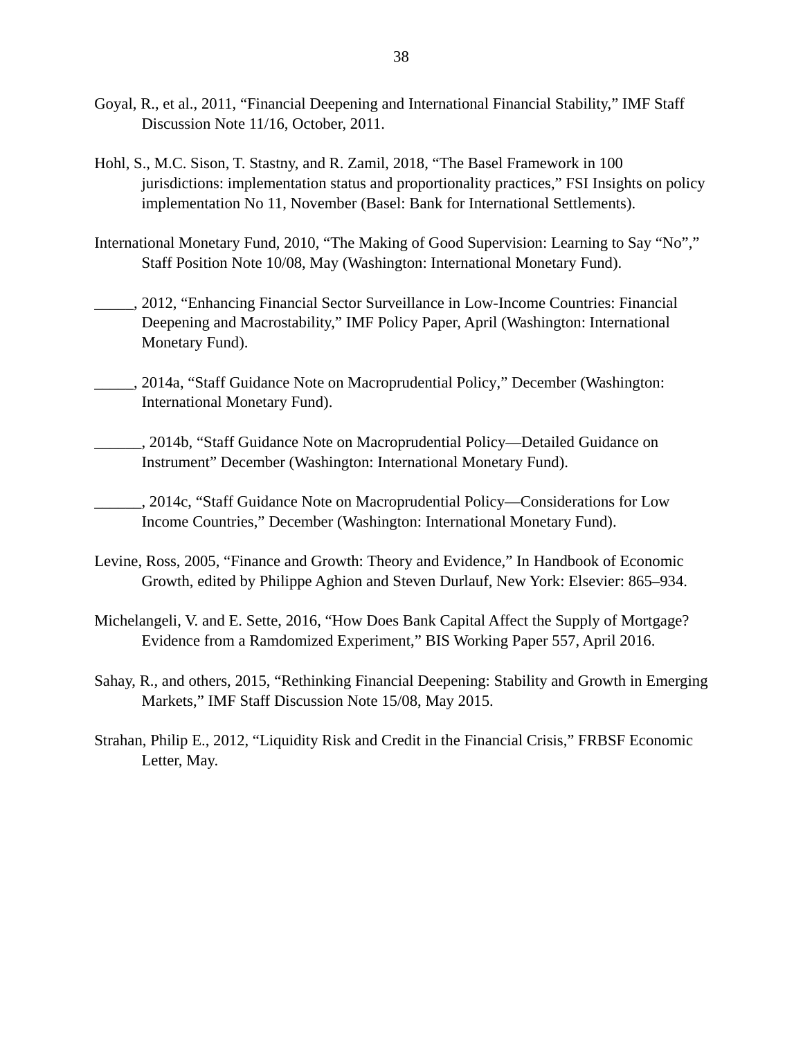Goyal, R., et al., 2011, "Financial Deepening and International Financial Stability," IMF Staff Discussion Note 11/16, October, 2011.

Hohl, S., M.C. Sison, T. Stastny, and R. Zamil, 2018, "The Basel Framework in 100 jurisdictions: implementation status and proportionality practices," FSI Insights on policy implementation No 11, November (Basel: Bank for International Settlements).

International Monetary Fund, 2010, "The Making of Good Supervision: Learning to Say "No"," Staff Position Note 10/08, May (Washington: International Monetary Fund).

_____, 2012, "Enhancing Financial Sector Surveillance in Low-Income Countries: Financial Deepening and Macrostability," IMF Policy Paper, April (Washington: International Monetary Fund).

_____, 2014a, "Staff Guidance Note on Macroprudential Policy," December (Washington: International Monetary Fund).

______, 2014b, "Staff Guidance Note on Macroprudential Policy—Detailed Guidance on Instrument" December (Washington: International Monetary Fund).

______, 2014c, "Staff Guidance Note on Macroprudential Policy—Considerations for Low Income Countries," December (Washington: International Monetary Fund).

Levine, Ross, 2005, "Finance and Growth: Theory and Evidence," In Handbook of Economic Growth, edited by Philippe Aghion and Steven Durlauf, New York: Elsevier: 865–934.

Michelangeli, V. and E. Sette, 2016, "How Does Bank Capital Affect the Supply of Mortgage? Evidence from a Ramdomized Experiment," BIS Working Paper 557, April 2016.

Sahay, R., and others, 2015, "Rethinking Financial Deepening: Stability and Growth in Emerging Markets," IMF Staff Discussion Note 15/08, May 2015.

Strahan, Philip E., 2012, "Liquidity Risk and Credit in the Financial Crisis," FRBSF Economic Letter, May.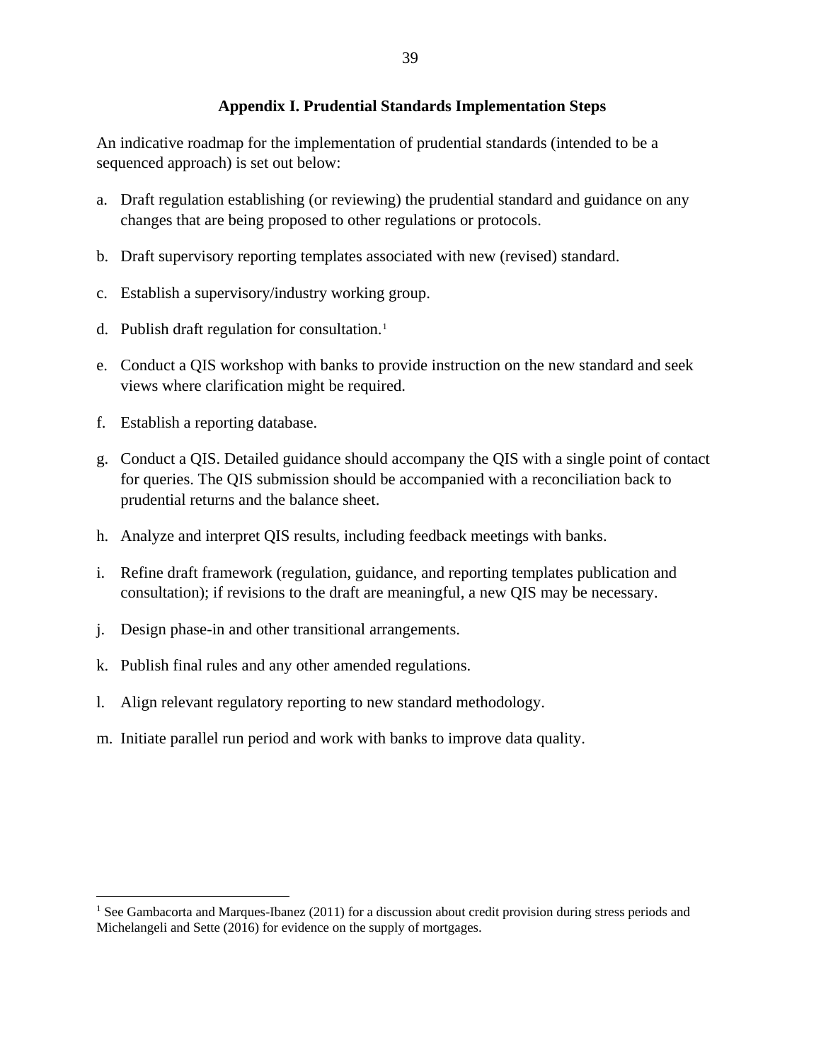## Appendix I. Prudential Standards Implementation Steps

An indicative roadmap for the implementation of prudential standards (intended to be a sequenced approach) is set out below:

a. Draft regulation establishing (or reviewing) the prudential standard and guidance on any changes that are being proposed to other regulations or protocols.

b. Draft supervisory reporting templates associated with new (revised) standard.

c. Establish a supervisory/industry working group.

d. Publish draft regulation for consultation.[1]

e. Conduct a QIS workshop with banks to provide instruction on the new standard and seek views where clarification might be required.

f. Establish a reporting database.

g. Conduct a QIS. Detailed guidance should accompany the QIS with a single point of contact for queries. The QIS submission should be accompanied with a reconciliation back to prudential returns and the balance sheet.

h. Analyze and interpret QIS results, including feedback meetings with banks.

i. Refine draft framework (regulation, guidance, and reporting templates publication and consultation); if revisions to the draft are meaningful, a new QIS may be necessary.

j. Design phase-in and other transitional arrangements.

k. Publish final rules and any other amended regulations.

l. Align relevant regulatory reporting to new standard methodology.

m. Initiate parallel run period and work with banks to improve data quality.

---

[1] See Gambacorta and Marques-Ibanez (2011) for a discussion about credit provision during stress periods and Michelangeli and Sette (2016) for evidence on the supply of mortgages.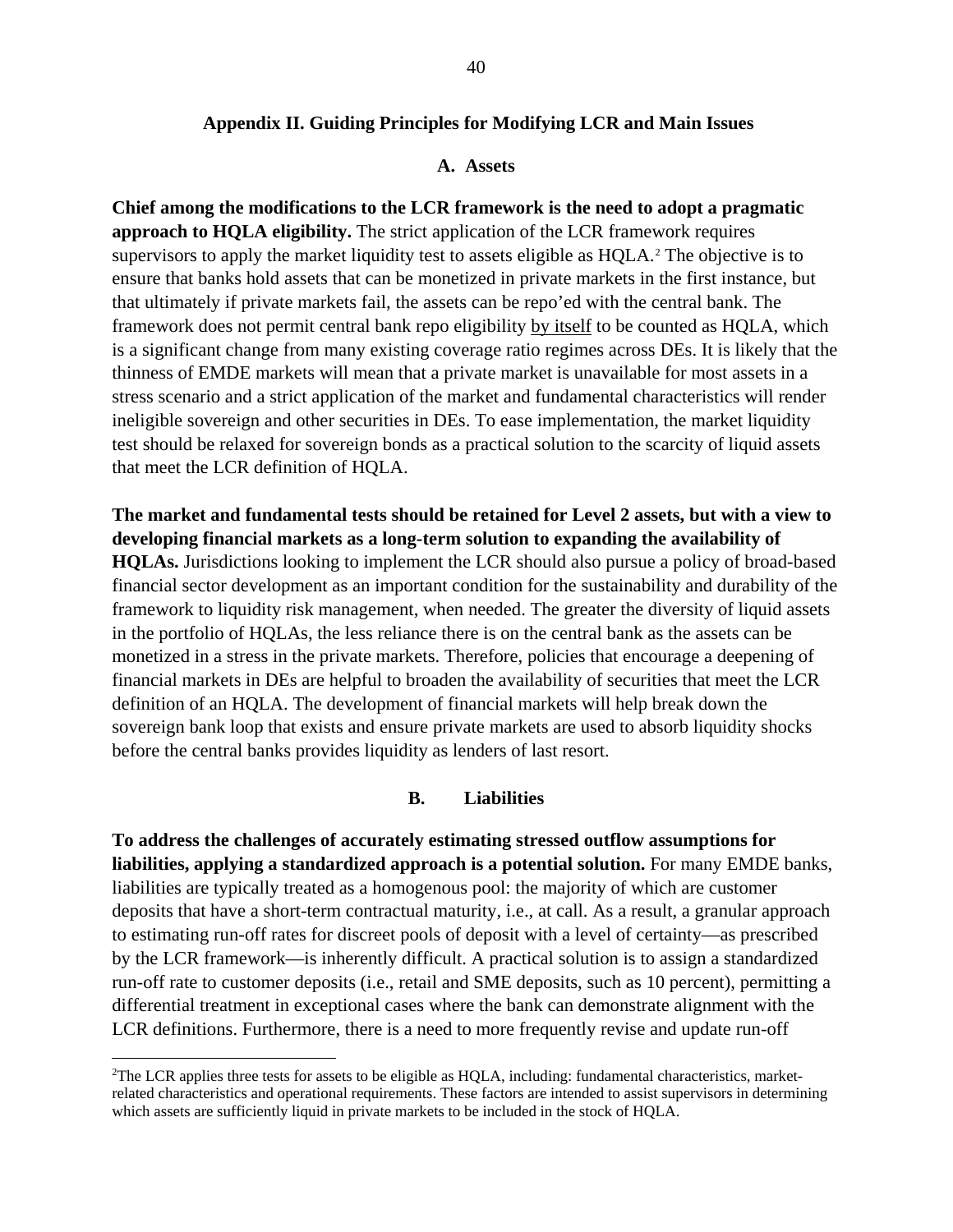## Appendix II. Guiding Principles for Modifying LCR and Main Issues

### A. Assets

**Chief among the modifications to the LCR framework is the need to adopt a pragmatic approach to HQLA eligibility.** The strict application of the LCR framework requires supervisors to apply the market liquidity test to assets eligible as HQLA.[2] The objective is to ensure that banks hold assets that can be monetized in private markets in the first instance, but that ultimately if private markets fail, the assets can be repo'ed with the central bank. The framework does not permit central bank repo eligibility by itself to be counted as HQLA, which is a significant change from many existing coverage ratio regimes across DEs. It is likely that the thinness of EMDE markets will mean that a private market is unavailable for most assets in a stress scenario and a strict application of the market and fundamental characteristics will render ineligible sovereign and other securities in DEs. To ease implementation, the market liquidity test should be relaxed for sovereign bonds as a practical solution to the scarcity of liquid assets that meet the LCR definition of HQLA.

**The market and fundamental tests should be retained for Level 2 assets, but with a view to developing financial markets as a long-term solution to expanding the availability of HQLAs.** Jurisdictions looking to implement the LCR should also pursue a policy of broad-based financial sector development as an important condition for the sustainability and durability of the framework to liquidity risk management, when needed. The greater the diversity of liquid assets in the portfolio of HQLAs, the less reliance there is on the central bank as the assets can be monetized in a stress in the private markets. Therefore, policies that encourage a deepening of financial markets in DEs are helpful to broaden the availability of securities that meet the LCR definition of an HQLA. The development of financial markets will help break down the sovereign bank loop that exists and ensure private markets are used to absorb liquidity shocks before the central banks provides liquidity as lenders of last resort.

### B. Liabilities

**To address the challenges of accurately estimating stressed outflow assumptions for liabilities, applying a standardized approach is a potential solution.** For many EMDE banks, liabilities are typically treated as a homogenous pool: the majority of which are customer deposits that have a short-term contractual maturity, i.e., at call. As a result, a granular approach to estimating run-off rates for discreet pools of deposit with a level of certainty—as prescribed by the LCR framework—is inherently difficult. A practical solution is to assign a standardized run-off rate to customer deposits (i.e., retail and SME deposits, such as 10 percent), permitting a differential treatment in exceptional cases where the bank can demonstrate alignment with the LCR definitions. Furthermore, there is a need to more frequently revise and update run-off

---

[2] The LCR applies three tests for assets to be eligible as HQLA, including: fundamental characteristics, market-related characteristics and operational requirements. These factors are intended to assist supervisors in determining which assets are sufficiently liquid in private markets to be included in the stock of HQLA.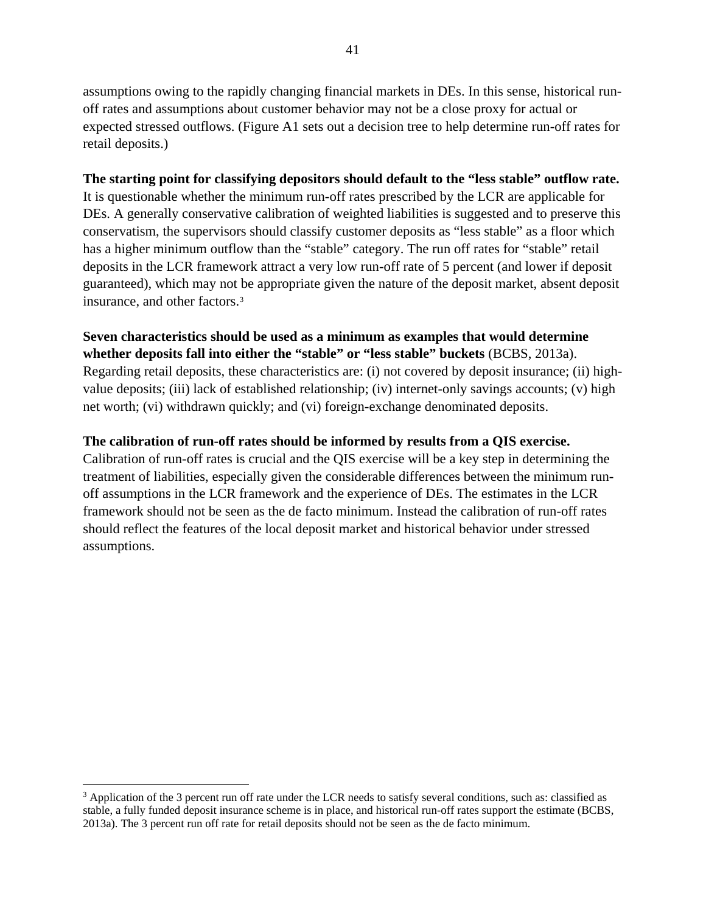assumptions owing to the rapidly changing financial markets in DEs. In this sense, historical run-off rates and assumptions about customer behavior may not be a close proxy for actual or expected stressed outflows. (Figure A1 sets out a decision tree to help determine run-off rates for retail deposits.)

**The starting point for classifying depositors should default to the "less stable" outflow rate.** It is questionable whether the minimum run-off rates prescribed by the LCR are applicable for DEs. A generally conservative calibration of weighted liabilities is suggested and to preserve this conservatism, the supervisors should classify customer deposits as "less stable" as a floor which has a higher minimum outflow than the "stable" category. The run off rates for "stable" retail deposits in the LCR framework attract a very low run-off rate of 5 percent (and lower if deposit guaranteed), which may not be appropriate given the nature of the deposit market, absent deposit insurance, and other factors.[3]

**Seven characteristics should be used as a minimum as examples that would determine whether deposits fall into either the "stable" or "less stable" buckets** (BCBS, 2013a). Regarding retail deposits, these characteristics are: (i) not covered by deposit insurance; (ii) high-value deposits; (iii) lack of established relationship; (iv) internet-only savings accounts; (v) high net worth; (vi) withdrawn quickly; and (vi) foreign-exchange denominated deposits.

**The calibration of run-off rates should be informed by results from a QIS exercise.** Calibration of run-off rates is crucial and the QIS exercise will be a key step in determining the treatment of liabilities, especially given the considerable differences between the minimum run-off assumptions in the LCR framework and the experience of DEs. The estimates in the LCR framework should not be seen as the de facto minimum. Instead the calibration of run-off rates should reflect the features of the local deposit market and historical behavior under stressed assumptions.

---

[3] Application of the 3 percent run off rate under the LCR needs to satisfy several conditions, such as: classified as stable, a fully funded deposit insurance scheme is in place, and historical run-off rates support the estimate (BCBS, 2013a). The 3 percent run off rate for retail deposits should not be seen as the de facto minimum.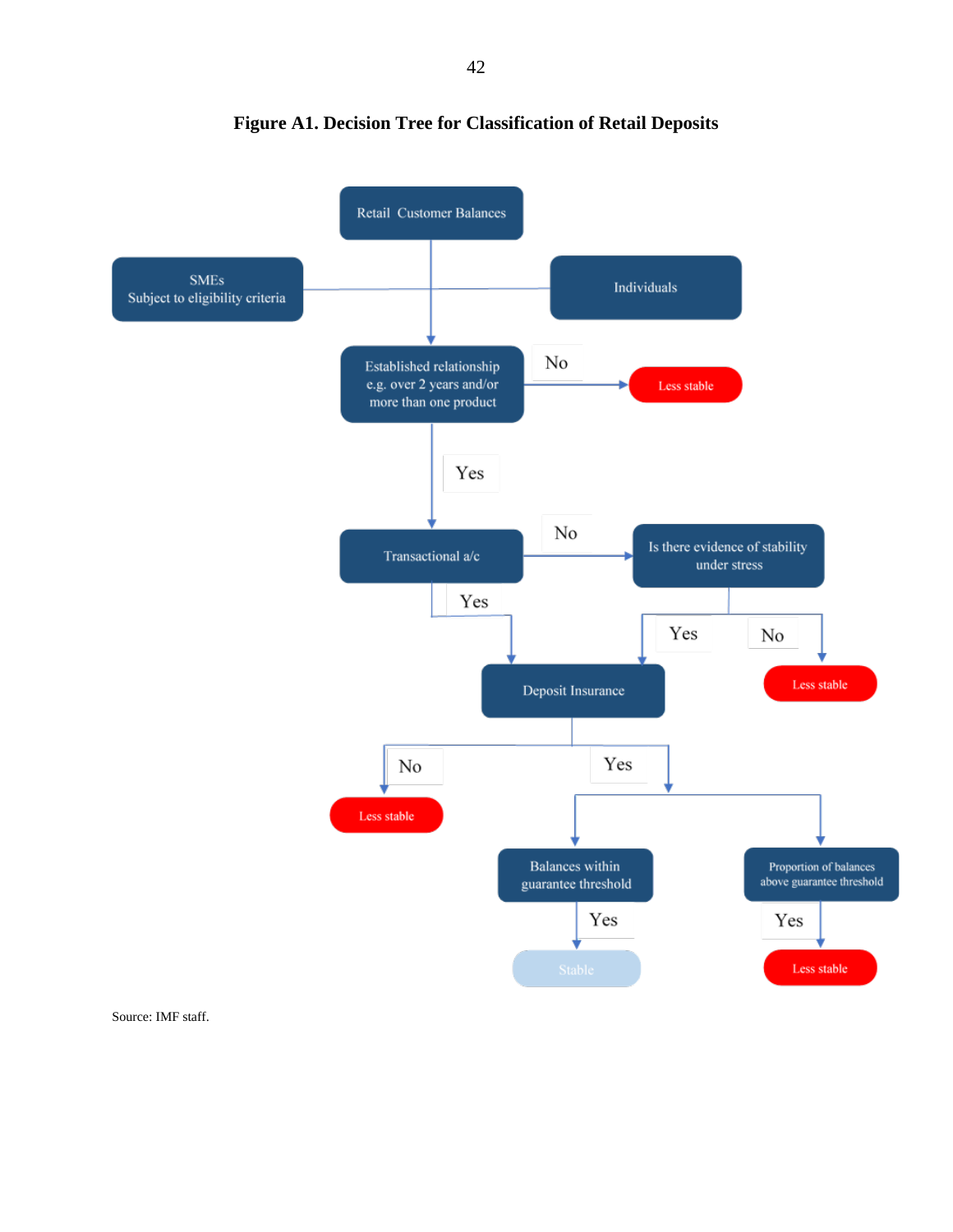**Figure A1. Decision Tree for Classification of Retail Deposits**

Retail Customer Balances

SMEs
Subject to eligibility criteria

Individuals

Established relationship e.g. over 2 years and/or more than one product

No

Less stable

Yes

Transactional a/c

No

Is there evidence of stability under stress

Yes

Yes

No

Deposit Insurance

Less stable

No

Yes

Less stable

Balances within guarantee threshold

Proportion of balances above guarantee threshold

Yes

Yes

Stable

Less stable

Source: IMF staff.